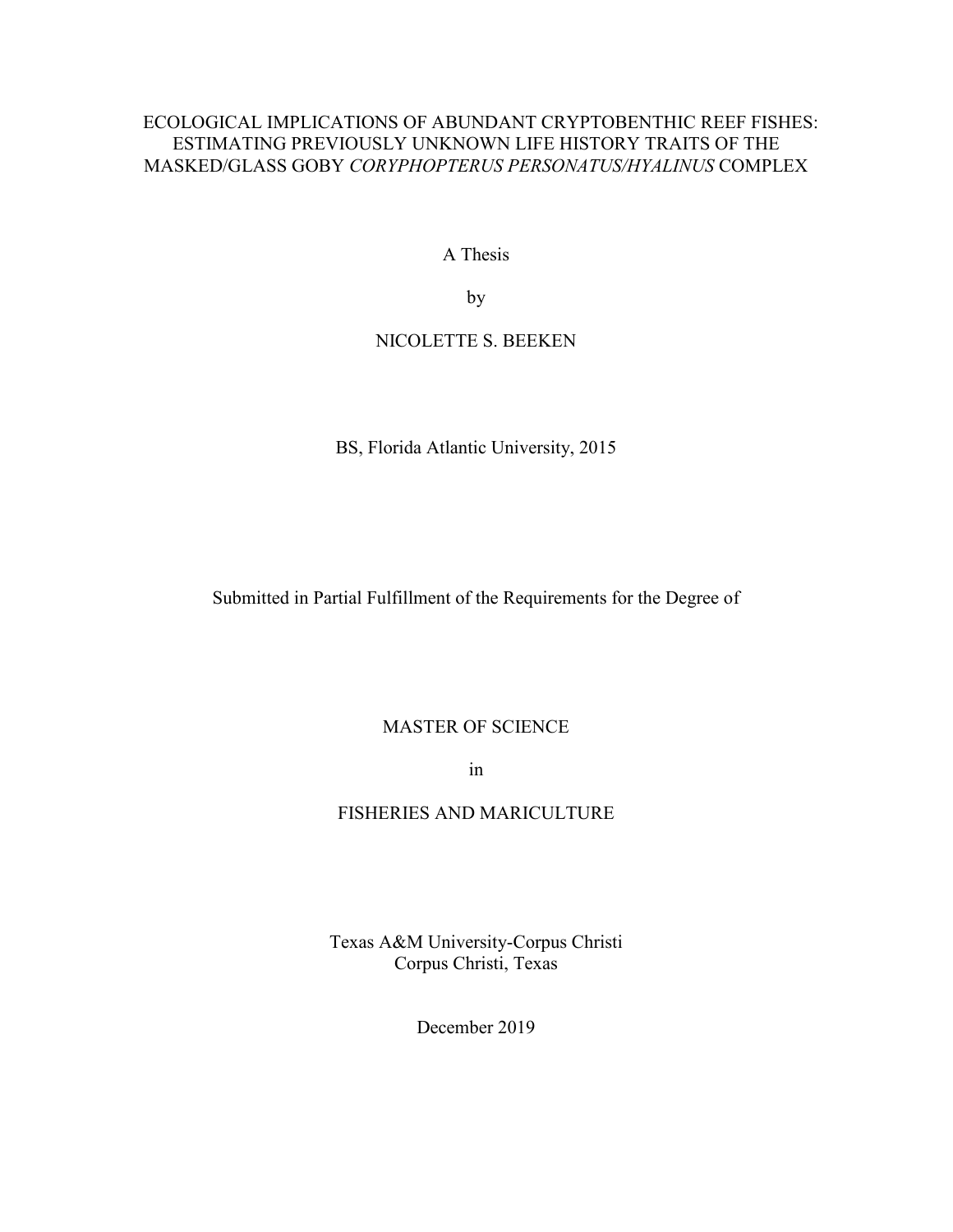# ECOLOGICAL IMPLICATIONS OF ABUNDANT CRYPTOBENTHIC REEF FISHES: ESTIMATING PREVIOUSLY UNKNOWN LIFE HISTORY TRAITS OF THE MASKED/GLASS GOBY *CORYPHOPTERUS PERSONATUS/HYALINUS* COMPLEX

A Thesis

by

NICOLETTE S. BEEKEN

BS, Florida Atlantic University, 2015

Submitted in Partial Fulfillment of the Requirements for the Degree of

MASTER OF SCIENCE

in

FISHERIES AND MARICULTURE

Texas A&M University-Corpus Christi
Corpus Christi, Texas

December 2019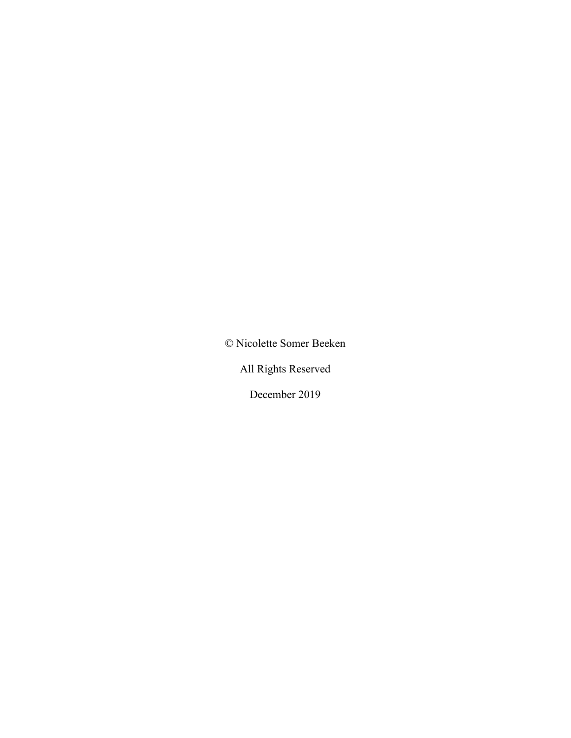© Nicolette Somer Beeken

All Rights Reserved

December 2019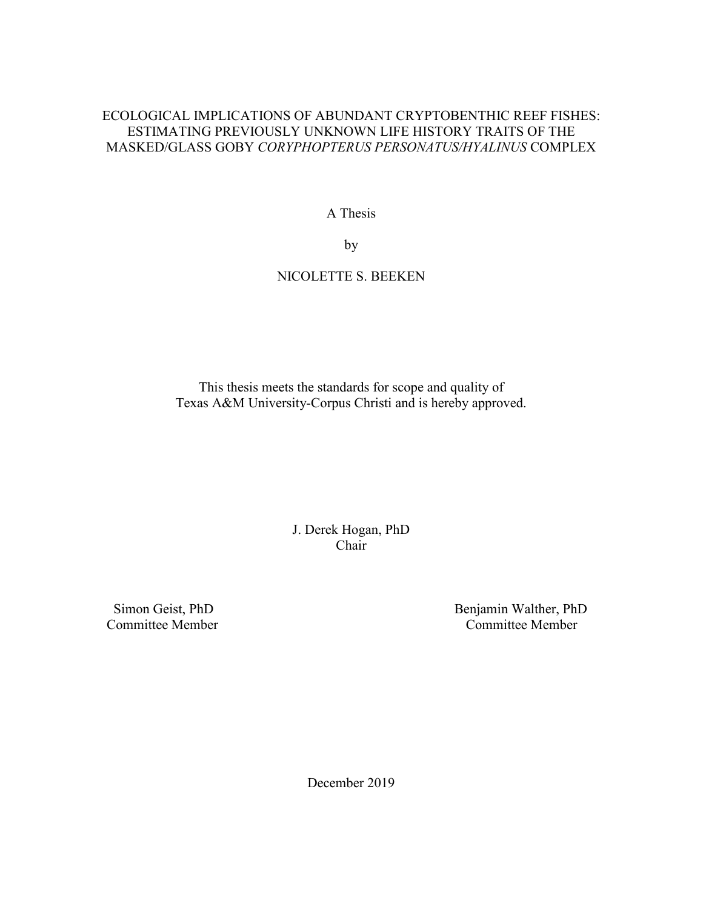ECOLOGICAL IMPLICATIONS OF ABUNDANT CRYPTOBENTHIC REEF FISHES: ESTIMATING PREVIOUSLY UNKNOWN LIFE HISTORY TRAITS OF THE MASKED/GLASS GOBY *CORYPHOPTERUS PERSONATUS/HYALINUS* COMPLEX

A Thesis

by

NICOLETTE S. BEEKEN

This thesis meets the standards for scope and quality of Texas A&M University-Corpus Christi and is hereby approved.

J. Derek Hogan, PhD
Chair

Simon Geist, PhD
Committee Member

Benjamin Walther, PhD
Committee Member

December 2019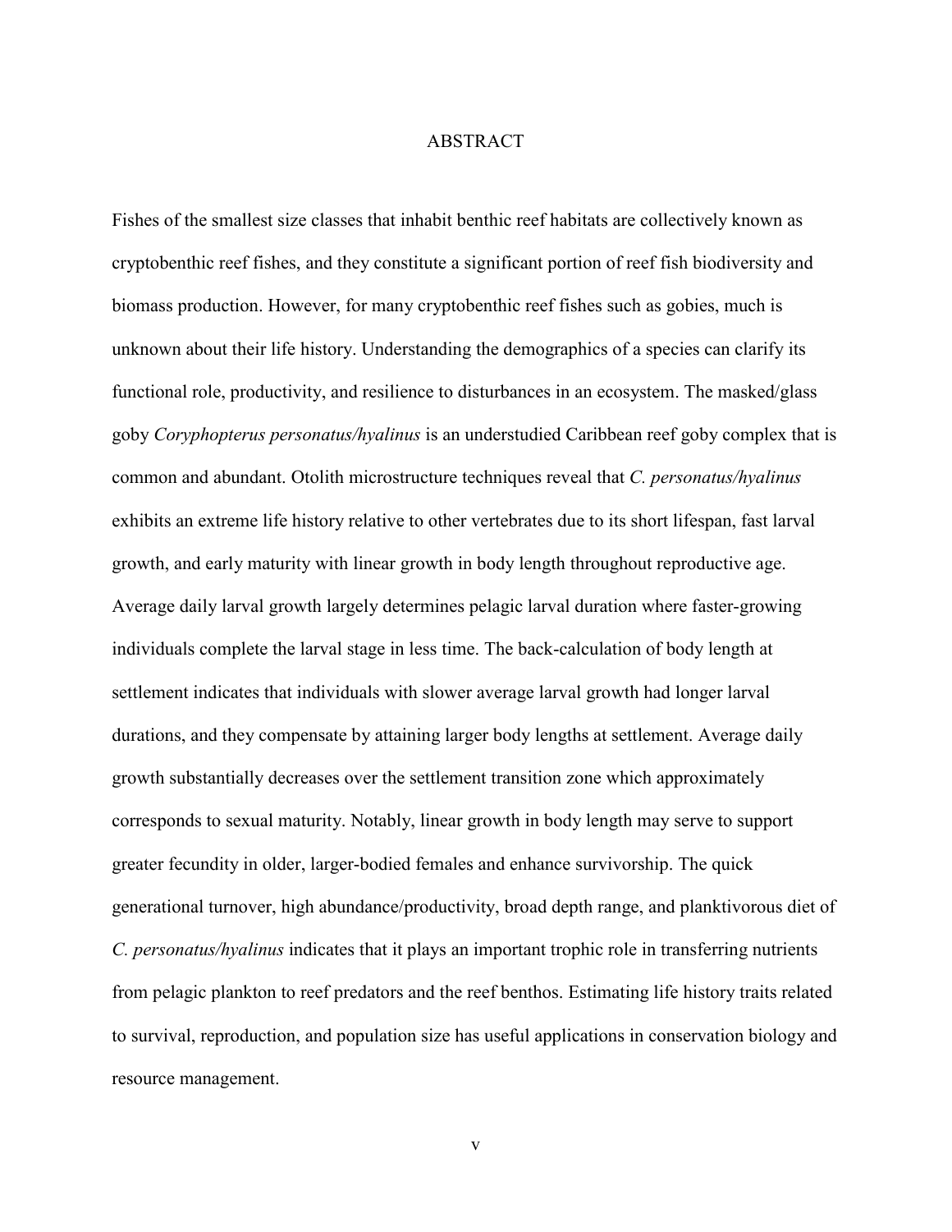# ABSTRACT

Fishes of the smallest size classes that inhabit benthic reef habitats are collectively known as cryptobenthic reef fishes, and they constitute a significant portion of reef fish biodiversity and biomass production. However, for many cryptobenthic reef fishes such as gobies, much is unknown about their life history. Understanding the demographics of a species can clarify its functional role, productivity, and resilience to disturbances in an ecosystem. The masked/glass goby *Coryphopterus personatus/hyalinus* is an understudied Caribbean reef goby complex that is common and abundant. Otolith microstructure techniques reveal that *C. personatus/hyalinus* exhibits an extreme life history relative to other vertebrates due to its short lifespan, fast larval growth, and early maturity with linear growth in body length throughout reproductive age. Average daily larval growth largely determines pelagic larval duration where faster-growing individuals complete the larval stage in less time. The back-calculation of body length at settlement indicates that individuals with slower average larval growth had longer larval durations, and they compensate by attaining larger body lengths at settlement. Average daily growth substantially decreases over the settlement transition zone which approximately corresponds to sexual maturity. Notably, linear growth in body length may serve to support greater fecundity in older, larger-bodied females and enhance survivorship. The quick generational turnover, high abundance/productivity, broad depth range, and planktivorous diet of *C. personatus/hyalinus* indicates that it plays an important trophic role in transferring nutrients from pelagic plankton to reef predators and the reef benthos. Estimating life history traits related to survival, reproduction, and population size has useful applications in conservation biology and resource management.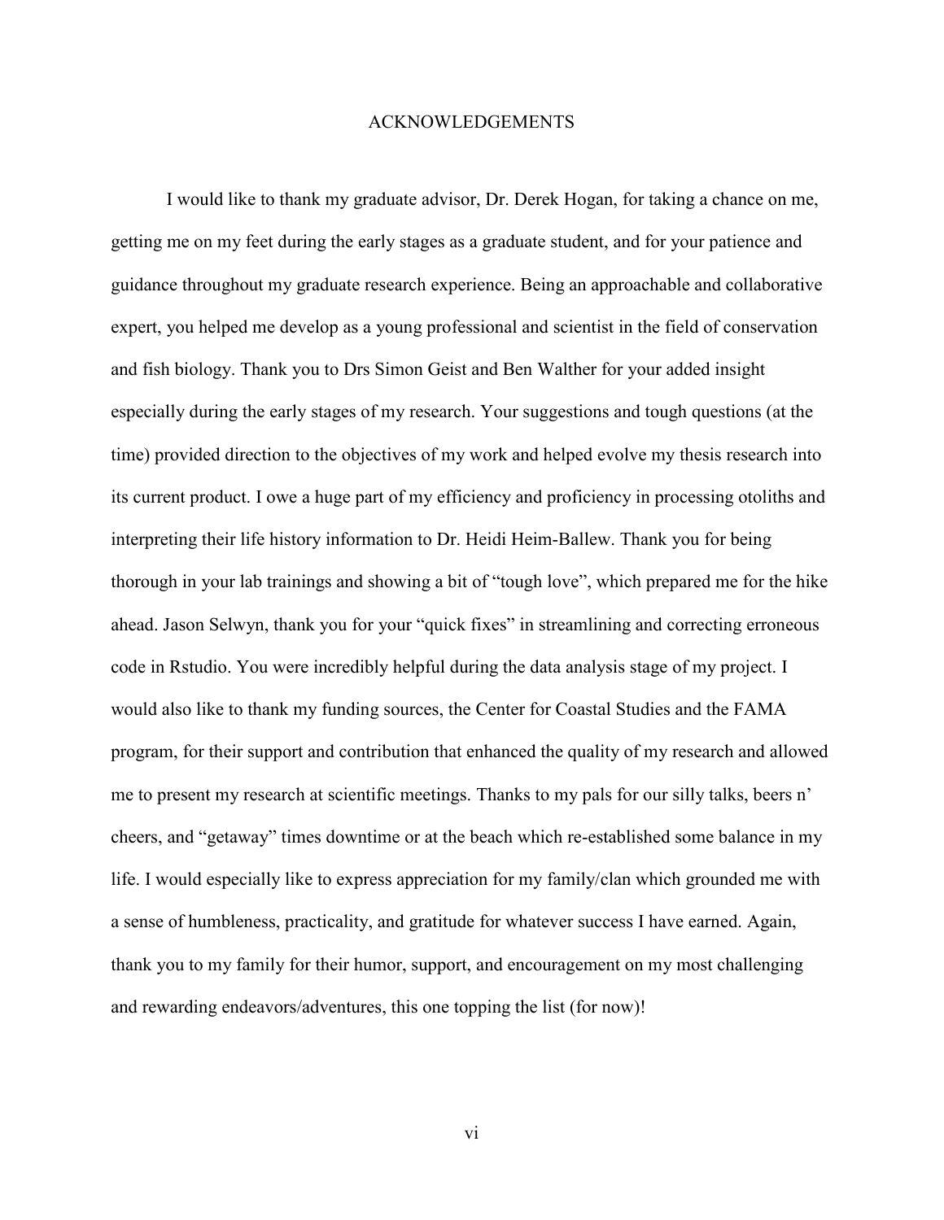# ACKNOWLEDGEMENTS

I would like to thank my graduate advisor, Dr. Derek Hogan, for taking a chance on me, getting me on my feet during the early stages as a graduate student, and for your patience and guidance throughout my graduate research experience. Being an approachable and collaborative expert, you helped me develop as a young professional and scientist in the field of conservation and fish biology. Thank you to Drs Simon Geist and Ben Walther for your added insight especially during the early stages of my research. Your suggestions and tough questions (at the time) provided direction to the objectives of my work and helped evolve my thesis research into its current product. I owe a huge part of my efficiency and proficiency in processing otoliths and interpreting their life history information to Dr. Heidi Heim-Ballew. Thank you for being thorough in your lab trainings and showing a bit of "tough love", which prepared me for the hike ahead. Jason Selwyn, thank you for your "quick fixes" in streamlining and correcting erroneous code in Rstudio. You were incredibly helpful during the data analysis stage of my project. I would also like to thank my funding sources, the Center for Coastal Studies and the FAMA program, for their support and contribution that enhanced the quality of my research and allowed me to present my research at scientific meetings. Thanks to my pals for our silly talks, beers n' cheers, and "getaway" times downtime or at the beach which re-established some balance in my life. I would especially like to express appreciation for my family/clan which grounded me with a sense of humbleness, practicality, and gratitude for whatever success I have earned. Again, thank you to my family for their humor, support, and encouragement on my most challenging and rewarding endeavors/adventures, this one topping the list (for now)!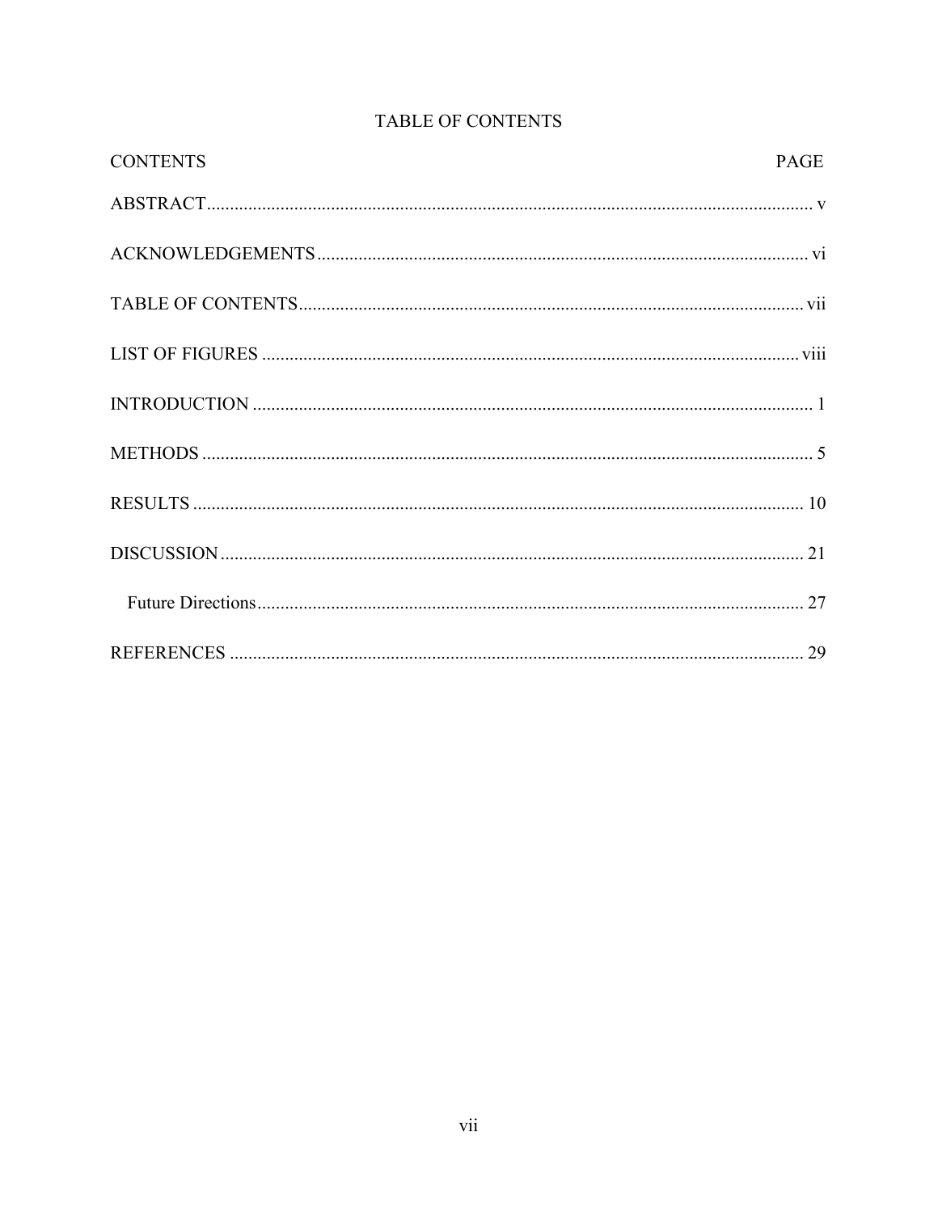# TABLE OF CONTENTS

| CONTENTS | PAGE |
| --- | --- |
| ABSTRACT | v |
| ACKNOWLEDGEMENTS | vi |
| TABLE OF CONTENTS | vii |
| LIST OF FIGURES | viii |
| INTRODUCTION | 1 |
| METHODS | 5 |
| RESULTS | 10 |
| DISCUSSION | 21 |
| Future Directions | 27 |
| REFERENCES | 29 |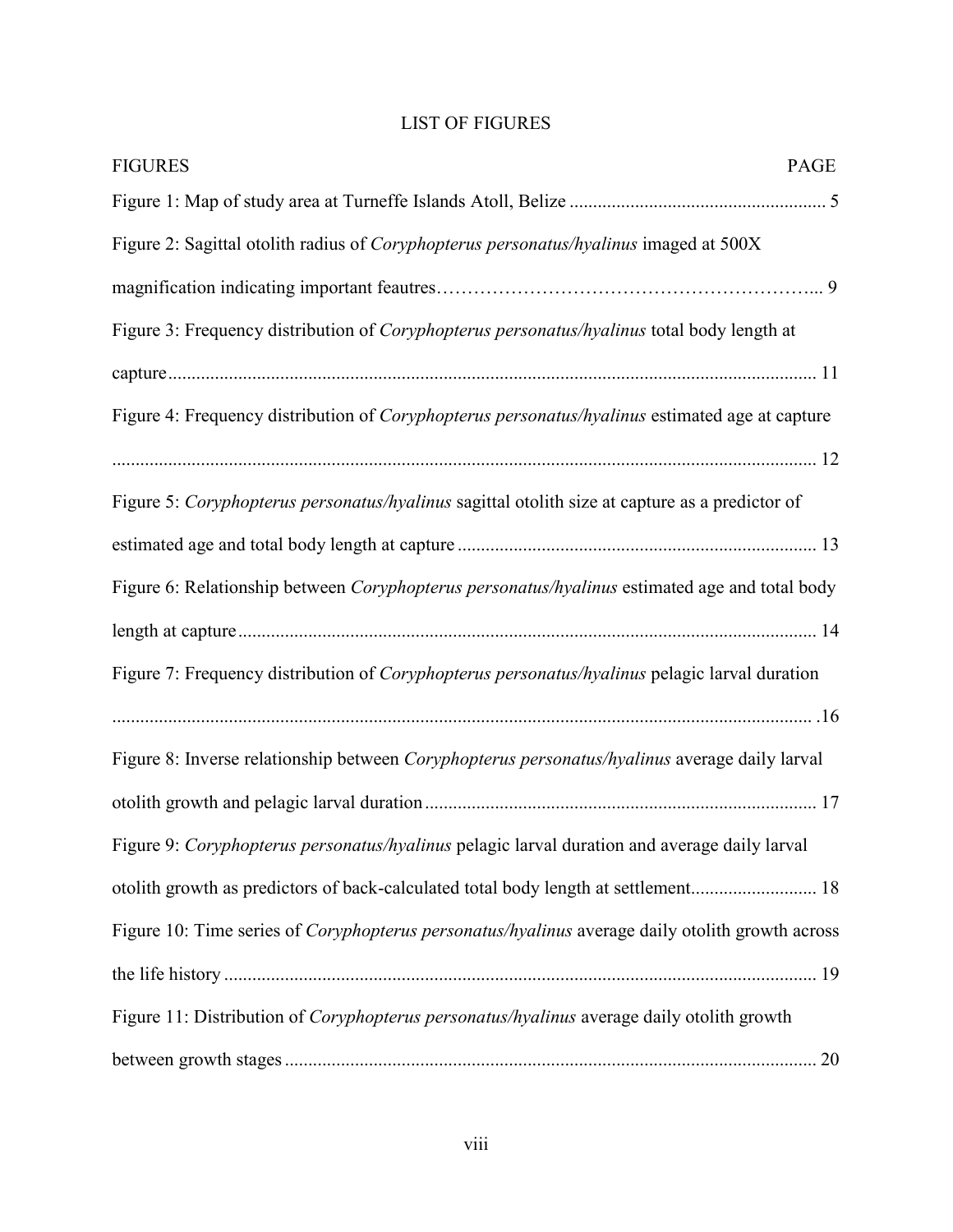# LIST OF FIGURES

| FIGURES | PAGE |
| --- | --- |
| Figure 1: Map of study area at Turneffe Islands Atoll, Belize | 5 |
| Figure 2: Sagittal otolith radius of *Coryphopterus personatus/hyalinus* imaged at 500X magnification indicating important feautres | 9 |
| Figure 3: Frequency distribution of *Coryphopterus personatus/hyalinus* total body length at capture | 11 |
| Figure 4: Frequency distribution of *Coryphopterus personatus/hyalinus* estimated age at capture | 12 |
| Figure 5: *Coryphopterus personatus/hyalinus* sagittal otolith size at capture as a predictor of estimated age and total body length at capture | 13 |
| Figure 6: Relationship between *Coryphopterus personatus/hyalinus* estimated age and total body length at capture | 14 |
| Figure 7: Frequency distribution of *Coryphopterus personatus/hyalinus* pelagic larval duration | 16 |
| Figure 8: Inverse relationship between *Coryphopterus personatus/hyalinus* average daily larval otolith growth and pelagic larval duration | 17 |
| Figure 9: *Coryphopterus personatus/hyalinus* pelagic larval duration and average daily larval otolith growth as predictors of back-calculated total body length at settlement | 18 |
| Figure 10: Time series of *Coryphopterus personatus/hyalinus* average daily otolith growth across the life history | 19 |
| Figure 11: Distribution of *Coryphopterus personatus/hyalinus* average daily otolith growth between growth stages | 20 |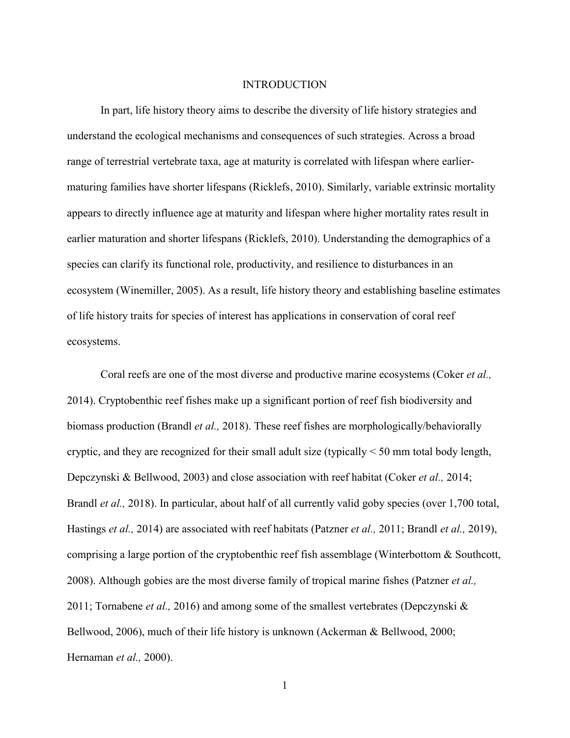# INTRODUCTION

In part, life history theory aims to describe the diversity of life history strategies and understand the ecological mechanisms and consequences of such strategies. Across a broad range of terrestrial vertebrate taxa, age at maturity is correlated with lifespan where earlier-maturing families have shorter lifespans (Ricklefs, 2010). Similarly, variable extrinsic mortality appears to directly influence age at maturity and lifespan where higher mortality rates result in earlier maturation and shorter lifespans (Ricklefs, 2010). Understanding the demographics of a species can clarify its functional role, productivity, and resilience to disturbances in an ecosystem (Winemiller, 2005). As a result, life history theory and establishing baseline estimates of life history traits for species of interest has applications in conservation of coral reef ecosystems.

Coral reefs are one of the most diverse and productive marine ecosystems (Coker *et al.,* 2014). Cryptobenthic reef fishes make up a significant portion of reef fish biodiversity and biomass production (Brandl *et al.,* 2018). These reef fishes are morphologically/behaviorally cryptic, and they are recognized for their small adult size (typically < 50 mm total body length, Depczynski & Bellwood, 2003) and close association with reef habitat (Coker *et al.,* 2014; Brandl *et al.,* 2018). In particular, about half of all currently valid goby species (over 1,700 total, Hastings *et al.,* 2014) are associated with reef habitats (Patzner *et al.,* 2011; Brandl *et al.,* 2019), comprising a large portion of the cryptobenthic reef fish assemblage (Winterbottom & Southcott, 2008). Although gobies are the most diverse family of tropical marine fishes (Patzner *et al.,* 2011; Tornabene *et al.,* 2016) and among some of the smallest vertebrates (Depczynski & Bellwood, 2006), much of their life history is unknown (Ackerman & Bellwood, 2000; Hernaman *et al.,* 2000).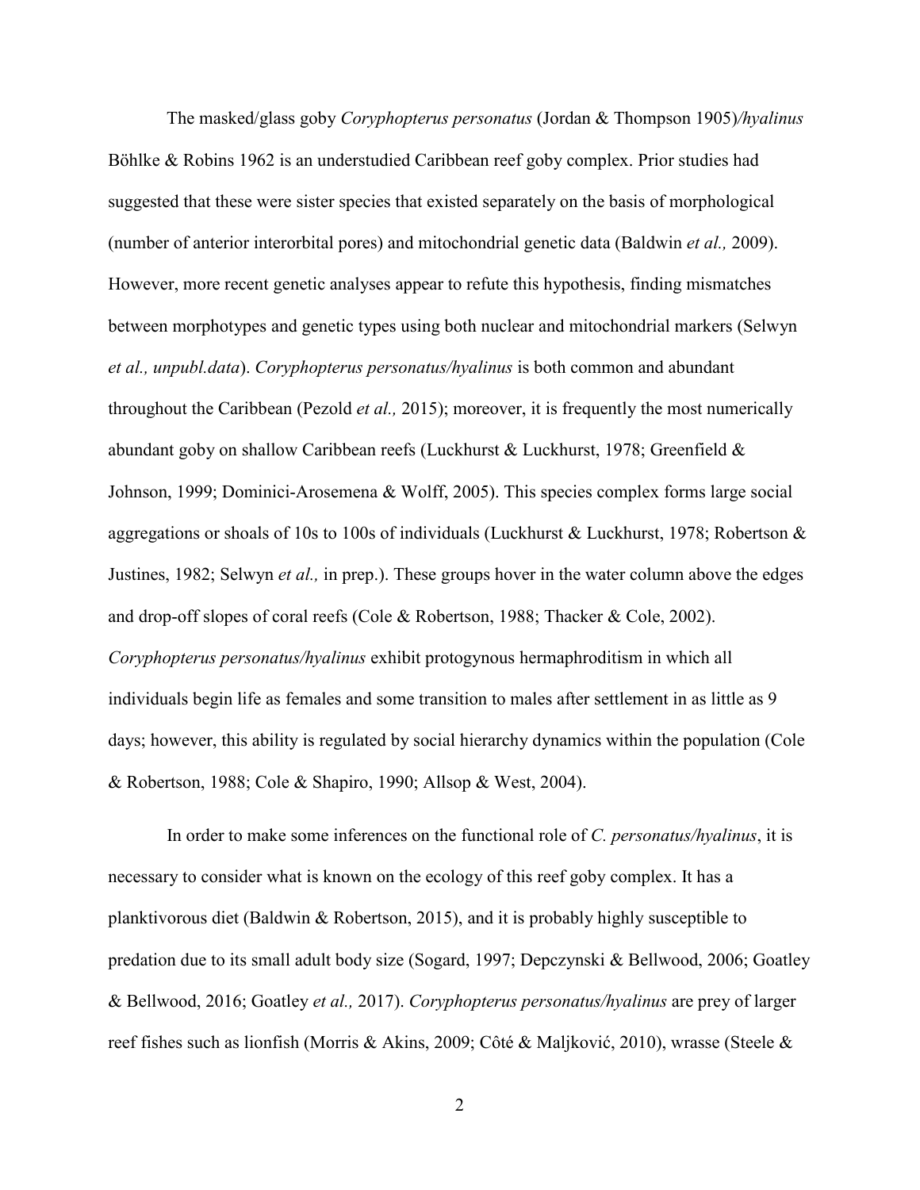The masked/glass goby *Coryphopterus personatus* (Jordan & Thompson 1905)*/hyalinus* Böhlke & Robins 1962 is an understudied Caribbean reef goby complex. Prior studies had suggested that these were sister species that existed separately on the basis of morphological (number of anterior interorbital pores) and mitochondrial genetic data (Baldwin *et al.,* 2009). However, more recent genetic analyses appear to refute this hypothesis, finding mismatches between morphotypes and genetic types using both nuclear and mitochondrial markers (Selwyn *et al., unpubl.data*). *Coryphopterus personatus/hyalinus* is both common and abundant throughout the Caribbean (Pezold *et al.,* 2015); moreover, it is frequently the most numerically abundant goby on shallow Caribbean reefs (Luckhurst & Luckhurst, 1978; Greenfield & Johnson, 1999; Dominici-Arosemena & Wolff, 2005). This species complex forms large social aggregations or shoals of 10s to 100s of individuals (Luckhurst & Luckhurst, 1978; Robertson & Justines, 1982; Selwyn *et al.,* in prep.). These groups hover in the water column above the edges and drop-off slopes of coral reefs (Cole & Robertson, 1988; Thacker & Cole, 2002). *Coryphopterus personatus/hyalinus* exhibit protogynous hermaphroditism in which all individuals begin life as females and some transition to males after settlement in as little as 9 days; however, this ability is regulated by social hierarchy dynamics within the population (Cole & Robertson, 1988; Cole & Shapiro, 1990; Allsop & West, 2004).

In order to make some inferences on the functional role of *C. personatus/hyalinus*, it is necessary to consider what is known on the ecology of this reef goby complex. It has a planktivorous diet (Baldwin & Robertson, 2015), and it is probably highly susceptible to predation due to its small adult body size (Sogard, 1997; Depczynski & Bellwood, 2006; Goatley & Bellwood, 2016; Goatley *et al.,* 2017). *Coryphopterus personatus/hyalinus* are prey of larger reef fishes such as lionfish (Morris & Akins, 2009; Côté & Maljković, 2010), wrasse (Steele &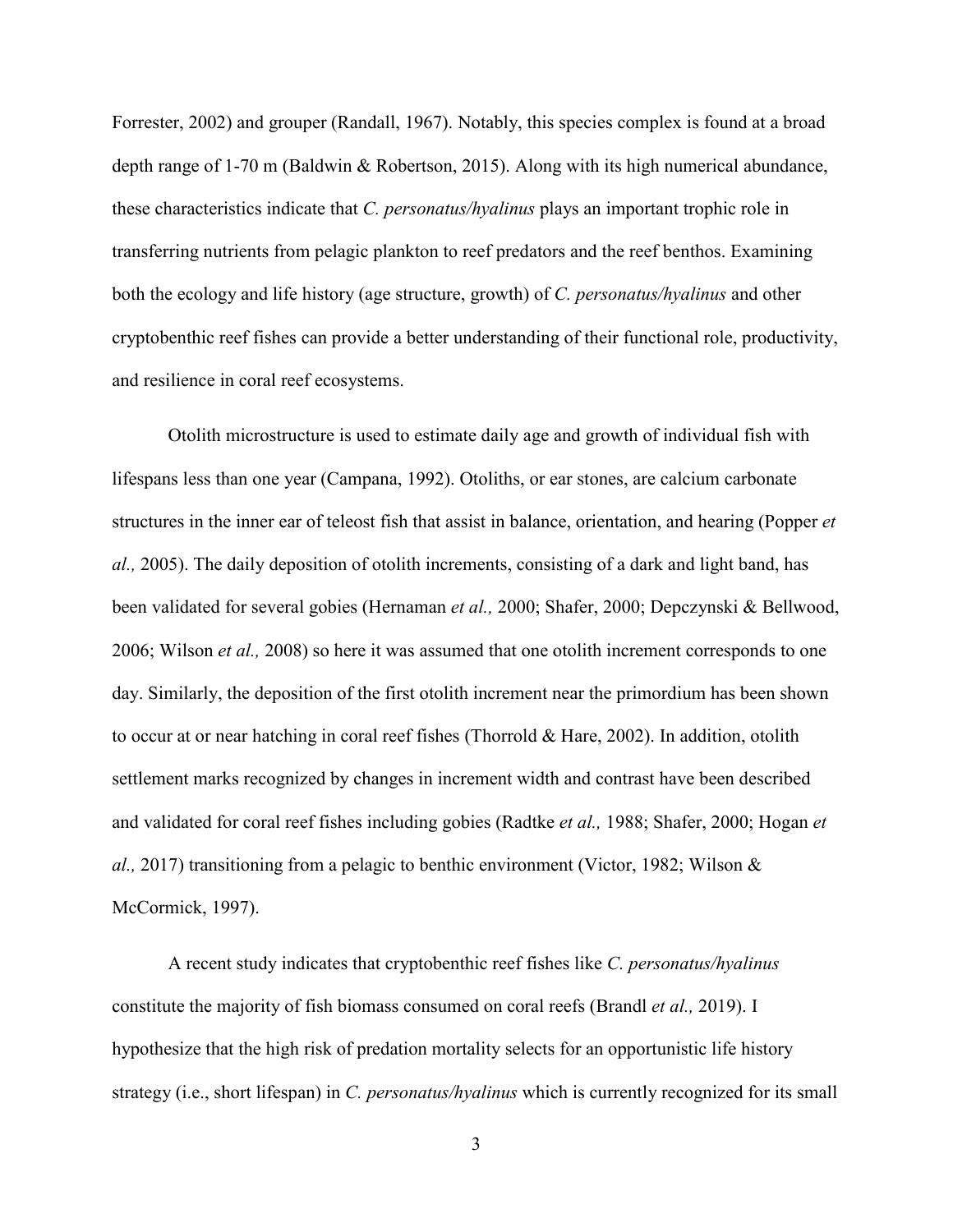Forrester, 2002) and grouper (Randall, 1967). Notably, this species complex is found at a broad depth range of 1-70 m (Baldwin & Robertson, 2015). Along with its high numerical abundance, these characteristics indicate that *C. personatus/hyalinus* plays an important trophic role in transferring nutrients from pelagic plankton to reef predators and the reef benthos. Examining both the ecology and life history (age structure, growth) of *C. personatus/hyalinus* and other cryptobenthic reef fishes can provide a better understanding of their functional role, productivity, and resilience in coral reef ecosystems.

Otolith microstructure is used to estimate daily age and growth of individual fish with lifespans less than one year (Campana, 1992). Otoliths, or ear stones, are calcium carbonate structures in the inner ear of teleost fish that assist in balance, orientation, and hearing (Popper *et al.,* 2005). The daily deposition of otolith increments, consisting of a dark and light band, has been validated for several gobies (Hernaman *et al.,* 2000; Shafer, 2000; Depczynski & Bellwood, 2006; Wilson *et al.,* 2008) so here it was assumed that one otolith increment corresponds to one day. Similarly, the deposition of the first otolith increment near the primordium has been shown to occur at or near hatching in coral reef fishes (Thorrold & Hare, 2002). In addition, otolith settlement marks recognized by changes in increment width and contrast have been described and validated for coral reef fishes including gobies (Radtke *et al.,* 1988; Shafer, 2000; Hogan *et al.,* 2017) transitioning from a pelagic to benthic environment (Victor, 1982; Wilson & McCormick, 1997).

A recent study indicates that cryptobenthic reef fishes like *C. personatus/hyalinus* constitute the majority of fish biomass consumed on coral reefs (Brandl *et al.,* 2019). I hypothesize that the high risk of predation mortality selects for an opportunistic life history strategy (i.e., short lifespan) in *C. personatus/hyalinus* which is currently recognized for its small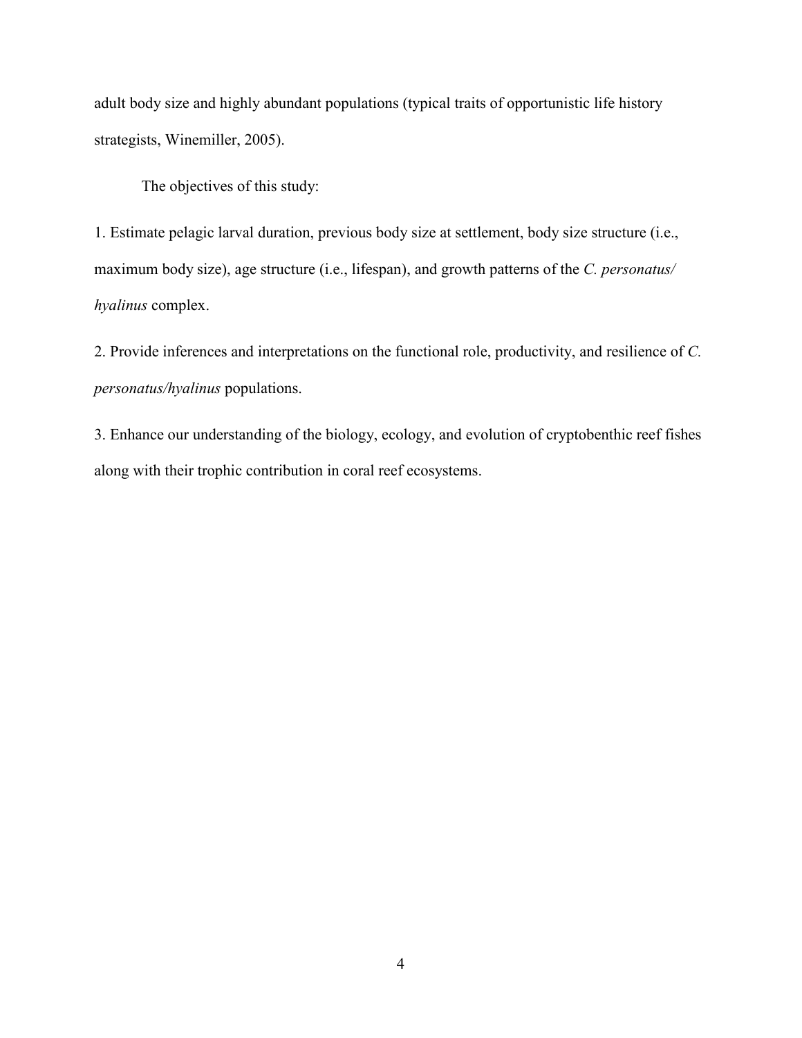adult body size and highly abundant populations (typical traits of opportunistic life history strategists, Winemiller, 2005).

The objectives of this study:

1. Estimate pelagic larval duration, previous body size at settlement, body size structure (i.e., maximum body size), age structure (i.e., lifespan), and growth patterns of the *C. personatus/ hyalinus* complex.

2. Provide inferences and interpretations on the functional role, productivity, and resilience of *C. personatus/hyalinus* populations.

3. Enhance our understanding of the biology, ecology, and evolution of cryptobenthic reef fishes along with their trophic contribution in coral reef ecosystems.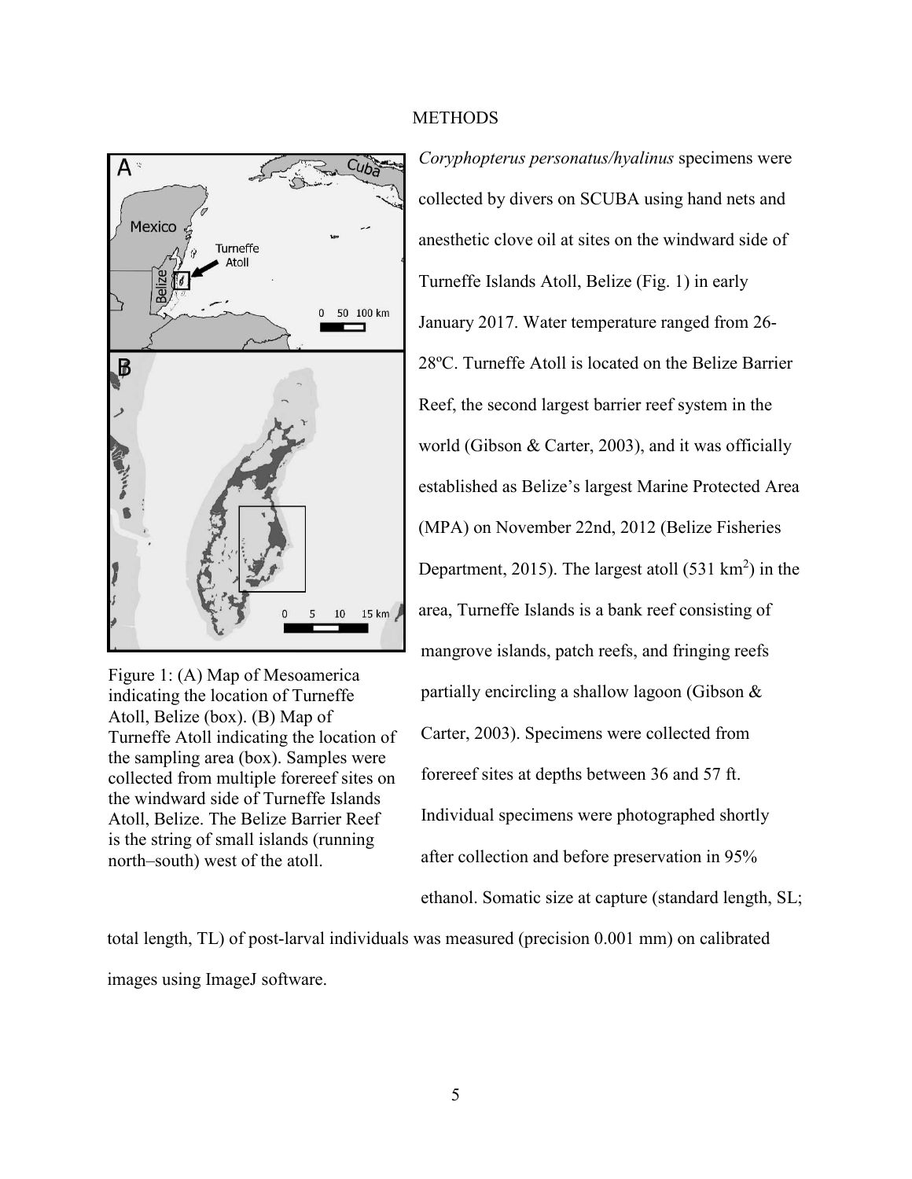## METHODS

*Coryphopterus personatus/hyalinus* specimens were collected by divers on SCUBA using hand nets and anesthetic clove oil at sites on the windward side of Turneffe Islands Atoll, Belize (Fig. 1) in early January 2017. Water temperature ranged from 26-28ºC. Turneffe Atoll is located on the Belize Barrier Reef, the second largest barrier reef system in the world (Gibson & Carter, 2003), and it was officially established as Belize's largest Marine Protected Area (MPA) on November 22nd, 2012 (Belize Fisheries Department, 2015). The largest atoll (531 km$^2$) in the area, Turneffe Islands is a bank reef consisting of mangrove islands, patch reefs, and fringing reefs partially encircling a shallow lagoon (Gibson & Carter, 2003). Specimens were collected from forereef sites at depths between 36 and 57 ft. Individual specimens were photographed shortly after collection and before preservation in 95% ethanol. Somatic size at capture (standard length, SL; total length, TL) of post-larval individuals was measured (precision 0.001 mm) on calibrated images using ImageJ software.

Figure 1: (A) Map of Mesoamerica indicating the location of Turneffe Atoll, Belize (box). (B) Map of Turneffe Atoll indicating the location of the sampling area (box). Samples were collected from multiple forereef sites on the windward side of Turneffe Islands Atoll, Belize. The Belize Barrier Reef is the string of small islands (running north–south) west of the atoll.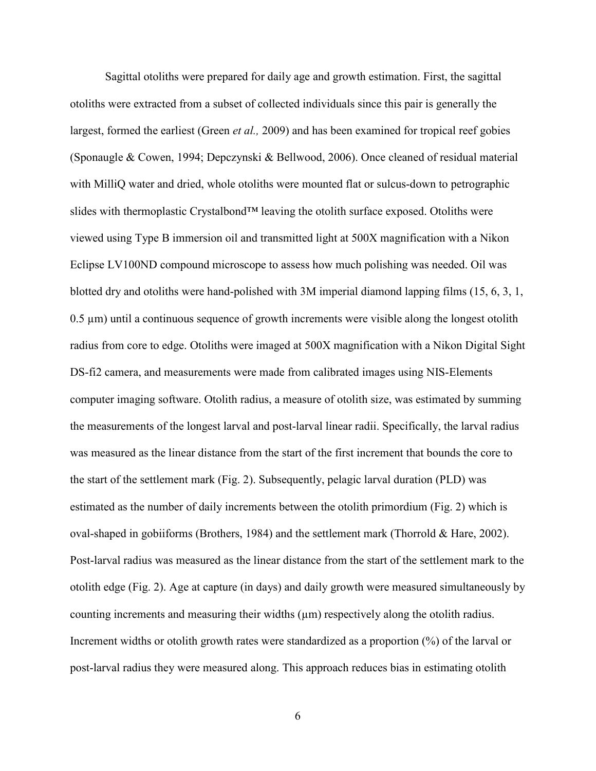Sagittal otoliths were prepared for daily age and growth estimation. First, the sagittal otoliths were extracted from a subset of collected individuals since this pair is generally the largest, formed the earliest (Green *et al.,* 2009) and has been examined for tropical reef gobies (Sponaugle & Cowen, 1994; Depczynski & Bellwood, 2006). Once cleaned of residual material with MilliQ water and dried, whole otoliths were mounted flat or sulcus-down to petrographic slides with thermoplastic Crystalbond™ leaving the otolith surface exposed. Otoliths were viewed using Type B immersion oil and transmitted light at 500X magnification with a Nikon Eclipse LV100ND compound microscope to assess how much polishing was needed. Oil was blotted dry and otoliths were hand-polished with 3M imperial diamond lapping films (15, 6, 3, 1, 0.5 µm) until a continuous sequence of growth increments were visible along the longest otolith radius from core to edge. Otoliths were imaged at 500X magnification with a Nikon Digital Sight DS-fi2 camera, and measurements were made from calibrated images using NIS-Elements computer imaging software. Otolith radius, a measure of otolith size, was estimated by summing the measurements of the longest larval and post-larval linear radii. Specifically, the larval radius was measured as the linear distance from the start of the first increment that bounds the core to the start of the settlement mark (Fig. 2). Subsequently, pelagic larval duration (PLD) was estimated as the number of daily increments between the otolith primordium (Fig. 2) which is oval-shaped in gobiiforms (Brothers, 1984) and the settlement mark (Thorrold & Hare, 2002). Post-larval radius was measured as the linear distance from the start of the settlement mark to the otolith edge (Fig. 2). Age at capture (in days) and daily growth were measured simultaneously by counting increments and measuring their widths (µm) respectively along the otolith radius. Increment widths or otolith growth rates were standardized as a proportion (%) of the larval or post-larval radius they were measured along. This approach reduces bias in estimating otolith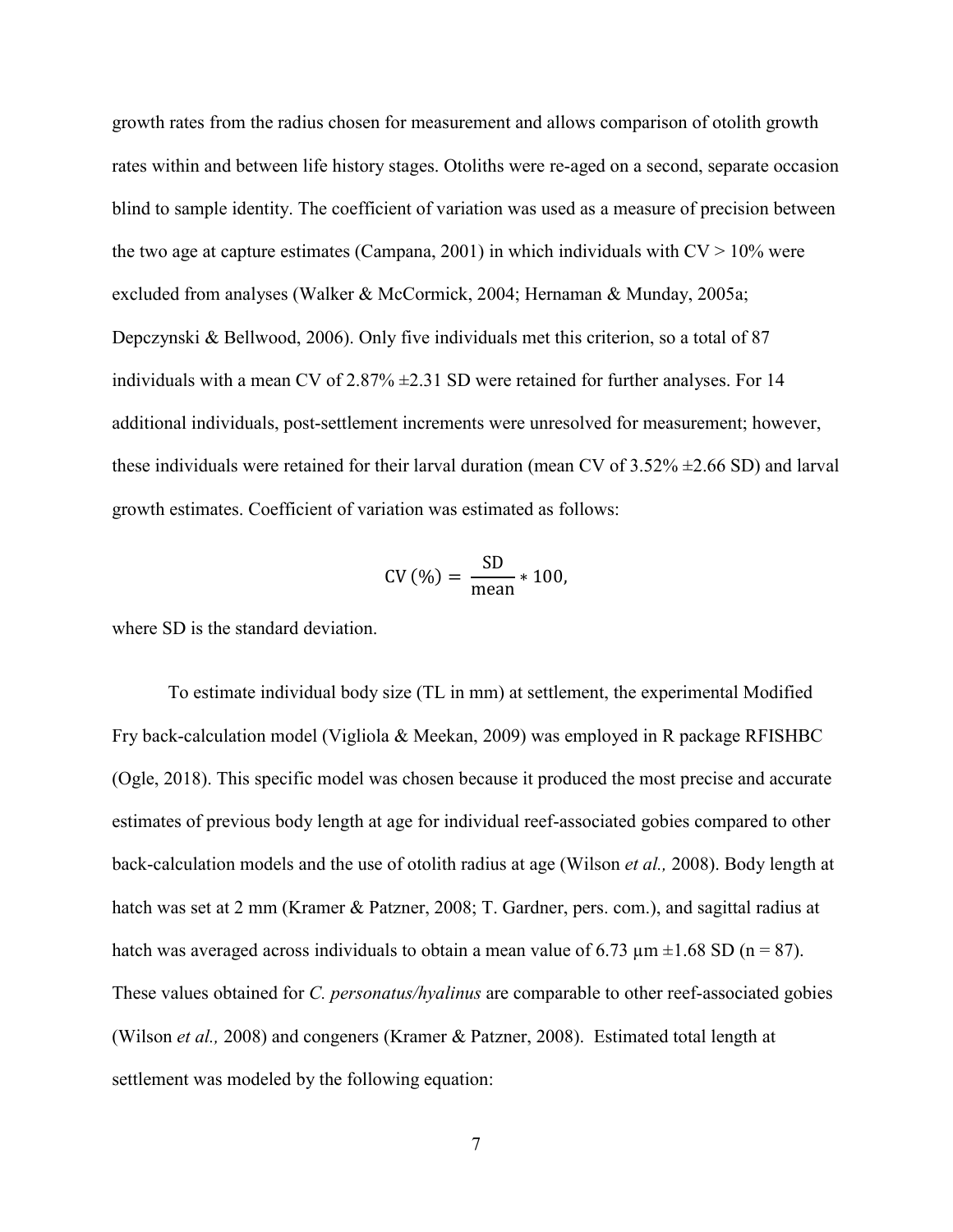growth rates from the radius chosen for measurement and allows comparison of otolith growth rates within and between life history stages. Otoliths were re-aged on a second, separate occasion blind to sample identity. The coefficient of variation was used as a measure of precision between the two age at capture estimates (Campana, 2001) in which individuals with CV > 10% were excluded from analyses (Walker & McCormick, 2004; Hernaman & Munday, 2005a; Depczynski & Bellwood, 2006). Only five individuals met this criterion, so a total of 87 individuals with a mean CV of 2.87% ±2.31 SD were retained for further analyses. For 14 additional individuals, post-settlement increments were unresolved for measurement; however, these individuals were retained for their larval duration (mean CV of 3.52% ±2.66 SD) and larval growth estimates. Coefficient of variation was estimated as follows:

$$\text{CV}\,(\%) = \frac{\text{SD}}{\text{mean}} * 100,$$

where SD is the standard deviation.

To estimate individual body size (TL in mm) at settlement, the experimental Modified Fry back-calculation model (Vigliola & Meekan, 2009) was employed in R package RFISHBC (Ogle, 2018). This specific model was chosen because it produced the most precise and accurate estimates of previous body length at age for individual reef-associated gobies compared to other back-calculation models and the use of otolith radius at age (Wilson *et al.,* 2008). Body length at hatch was set at 2 mm (Kramer & Patzner, 2008; T. Gardner, pers. com.), and sagittal radius at hatch was averaged across individuals to obtain a mean value of 6.73 µm ±1.68 SD (n = 87). These values obtained for *C. personatus/hyalinus* are comparable to other reef-associated gobies (Wilson *et al.,* 2008) and congeners (Kramer & Patzner, 2008). Estimated total length at settlement was modeled by the following equation: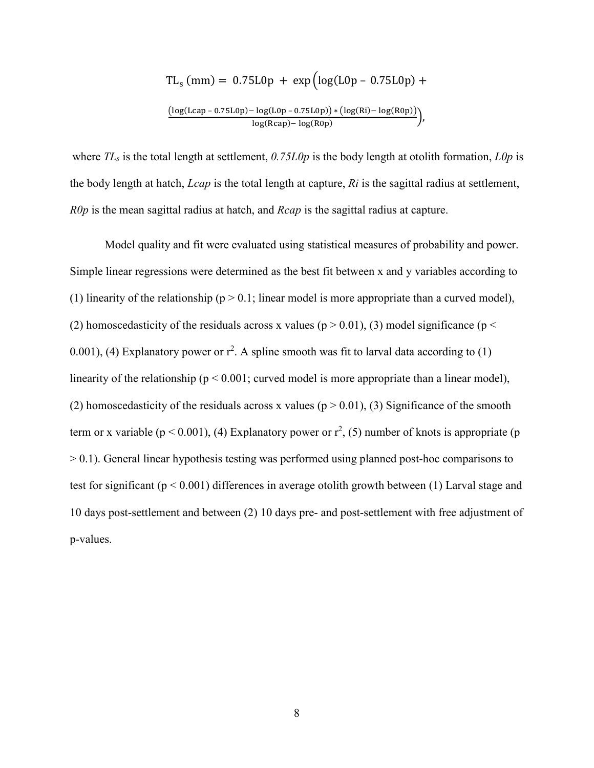$$\mathrm{TL_s\ (mm) = 0.75L0p + exp\Big(log(L0p - 0.75L0p) + \frac{(log(Lcap - 0.75L0p) - log(L0p - 0.75L0p)) * (log(Ri) - log(R0p))}{log(Rcap) - log(R0p)}\Big)},$$

where $TL_s$ is the total length at settlement, *0.75L0p* is the body length at otolith formation, *L0p* is the body length at hatch, *Lcap* is the total length at capture, *Ri* is the sagittal radius at settlement, *R0p* is the mean sagittal radius at hatch, and *Rcap* is the sagittal radius at capture.

Model quality and fit were evaluated using statistical measures of probability and power. Simple linear regressions were determined as the best fit between x and y variables according to (1) linearity of the relationship ($p > 0.1$; linear model is more appropriate than a curved model), (2) homoscedasticity of the residuals across x values ($p > 0.01$), (3) model significance ($p < 0.001$), (4) Explanatory power or $r^2$. A spline smooth was fit to larval data according to (1) linearity of the relationship ($p < 0.001$; curved model is more appropriate than a linear model), (2) homoscedasticity of the residuals across x values ($p > 0.01$), (3) Significance of the smooth term or x variable ($p < 0.001$), (4) Explanatory power or $r^2$, (5) number of knots is appropriate ($p > 0.1$). General linear hypothesis testing was performed using planned post-hoc comparisons to test for significant ($p < 0.001$) differences in average otolith growth between (1) Larval stage and 10 days post-settlement and between (2) 10 days pre- and post-settlement with free adjustment of p-values.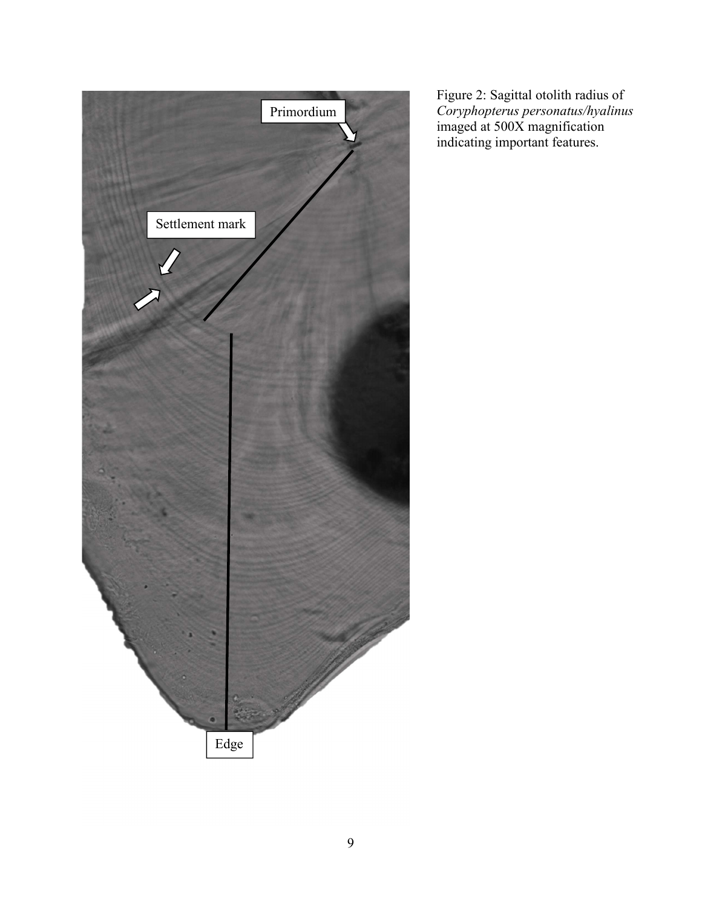Figure 2: Sagittal otolith radius of *Coryphopterus personatus/hyalinus* imaged at 500X magnification indicating important features.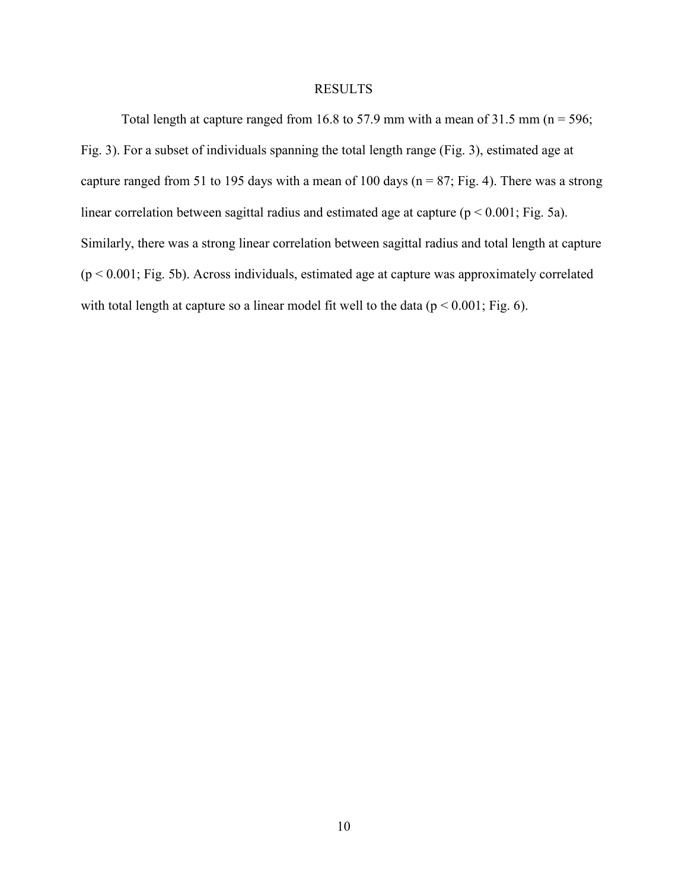# RESULTS

Total length at capture ranged from 16.8 to 57.9 mm with a mean of 31.5 mm ($n = 596$; Fig. 3). For a subset of individuals spanning the total length range (Fig. 3), estimated age at capture ranged from 51 to 195 days with a mean of 100 days ($n = 87$; Fig. 4). There was a strong linear correlation between sagittal radius and estimated age at capture ($p < 0.001$; Fig. 5a). Similarly, there was a strong linear correlation between sagittal radius and total length at capture ($p < 0.001$; Fig. 5b). Across individuals, estimated age at capture was approximately correlated with total length at capture so a linear model fit well to the data ($p < 0.001$; Fig. 6).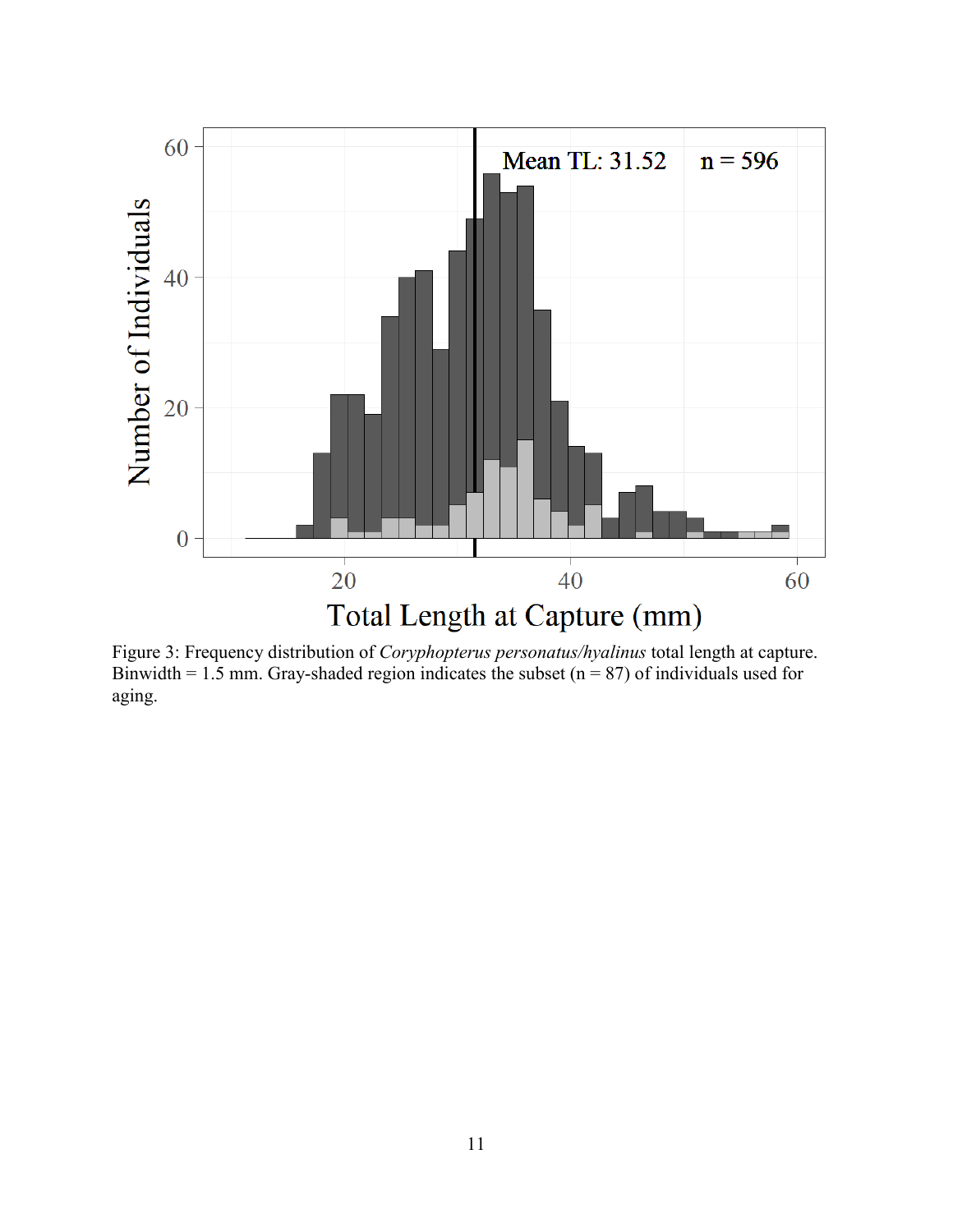Figure 3: Frequency distribution of *Coryphopterus personatus/hyalinus* total length at capture. Binwidth = 1.5 mm. Gray-shaded region indicates the subset (n = 87) of individuals used for aging.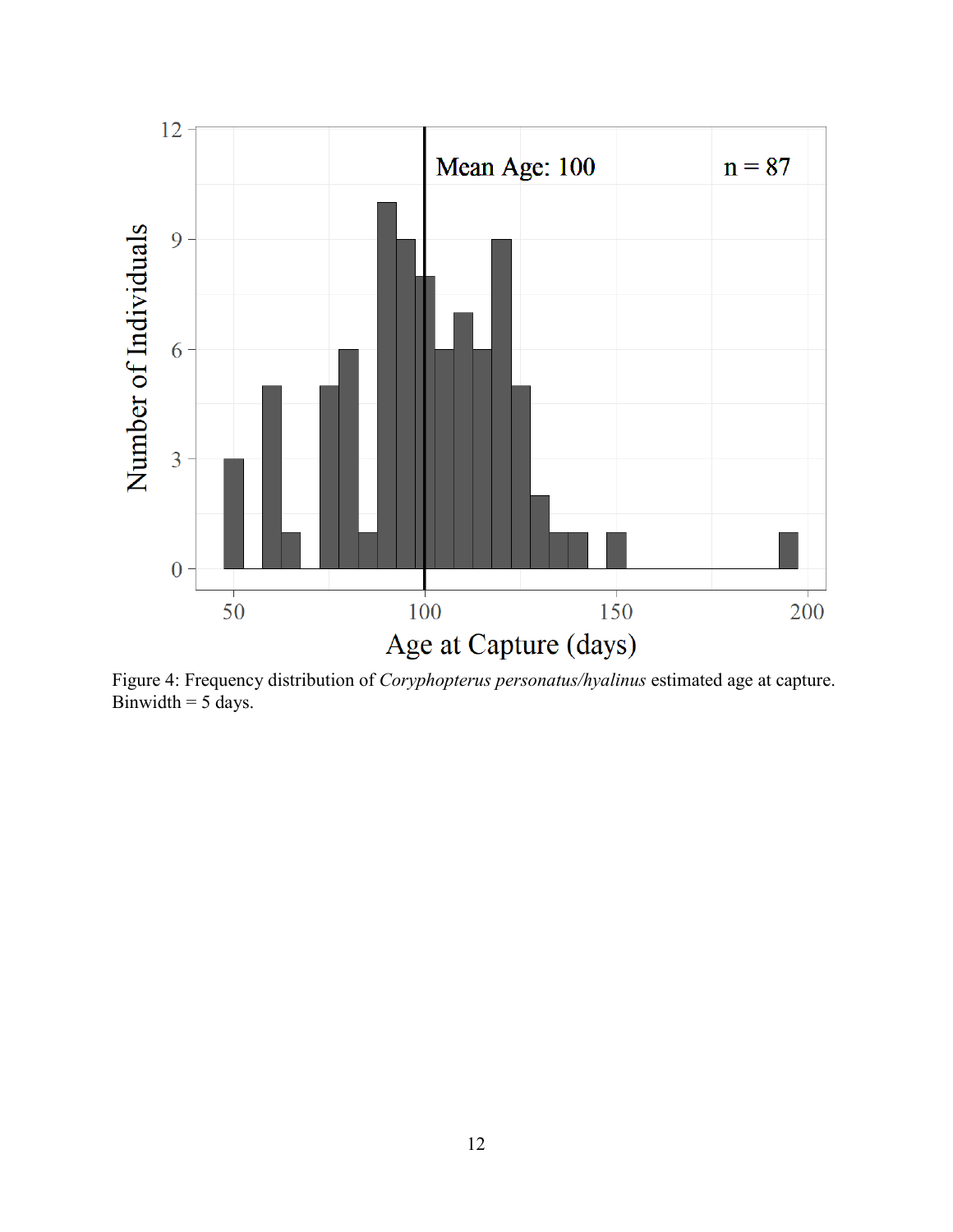Figure 4: Frequency distribution of *Coryphopterus personatus/hyalinus* estimated age at capture. Binwidth = 5 days.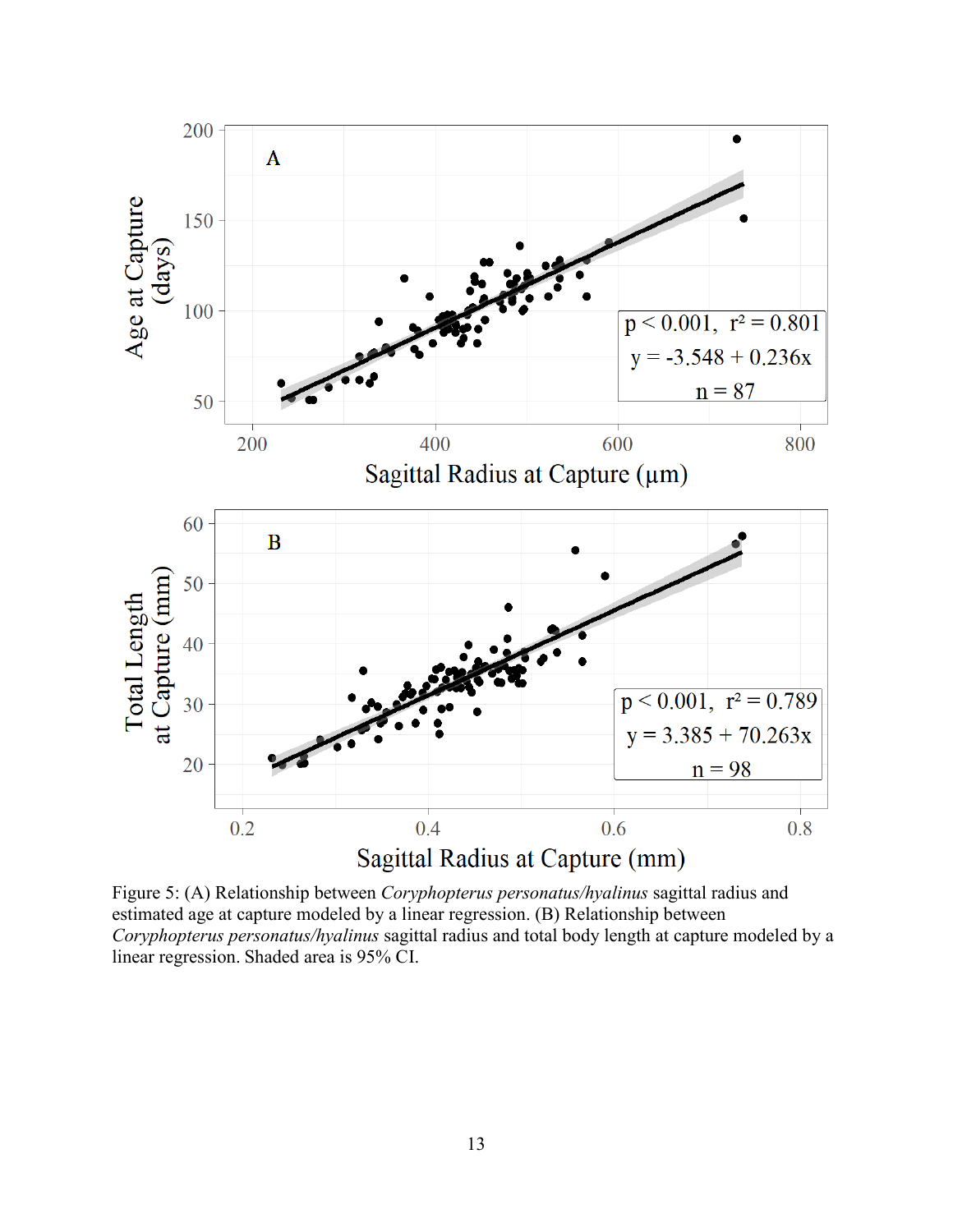Figure 5: (A) Relationship between *Coryphopterus personatus/hyalinus* sagittal radius and estimated age at capture modeled by a linear regression. (B) Relationship between *Coryphopterus personatus/hyalinus* sagittal radius and total body length at capture modeled by a linear regression. Shaded area is 95% CI.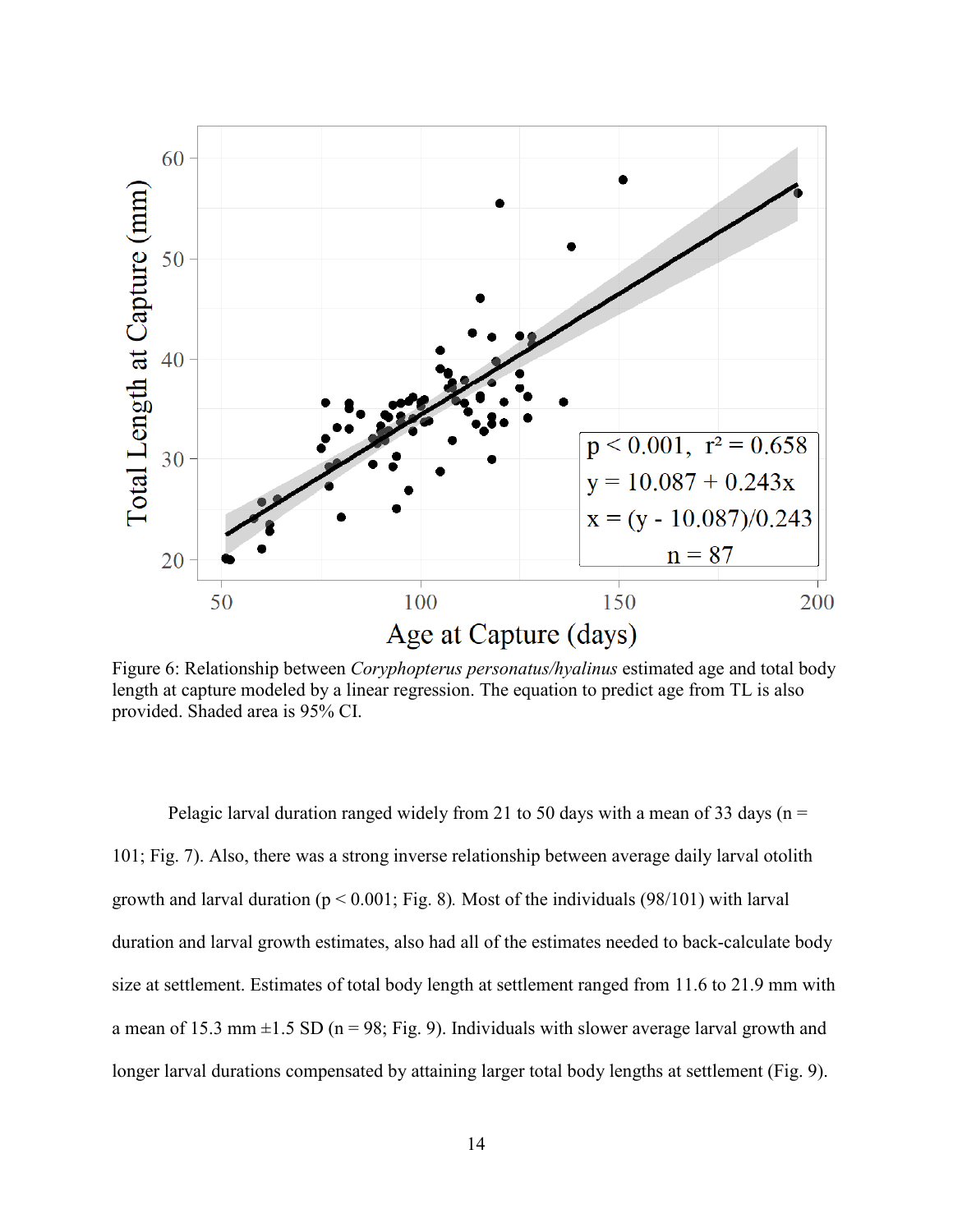Figure 6: Relationship between *Coryphopterus personatus/hyalinus* estimated age and total body length at capture modeled by a linear regression. The equation to predict age from TL is also provided. Shaded area is 95% CI.

Pelagic larval duration ranged widely from 21 to 50 days with a mean of 33 days (n = 101; Fig. 7). Also, there was a strong inverse relationship between average daily larval otolith growth and larval duration ($p < 0.001$; Fig. 8). Most of the individuals (98/101) with larval duration and larval growth estimates, also had all of the estimates needed to back-calculate body size at settlement. Estimates of total body length at settlement ranged from 11.6 to 21.9 mm with a mean of 15.3 mm ±1.5 SD (n = 98; Fig. 9). Individuals with slower average larval growth and longer larval durations compensated by attaining larger total body lengths at settlement (Fig. 9).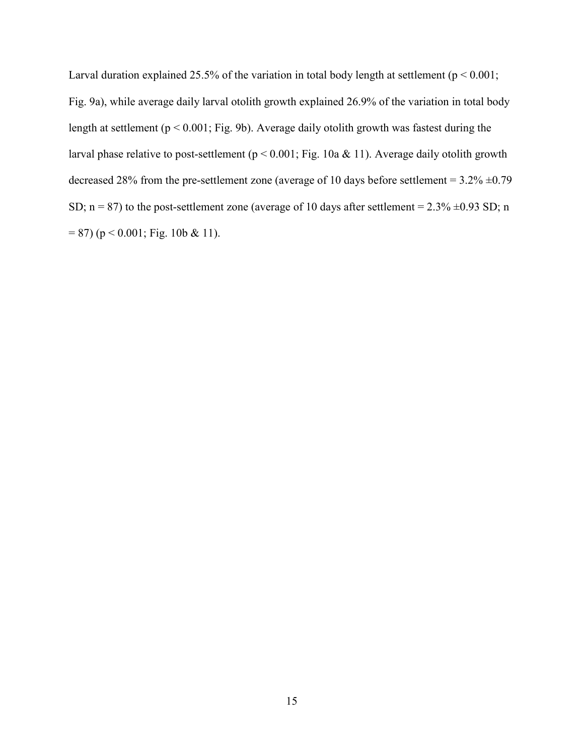Larval duration explained 25.5% of the variation in total body length at settlement ($p < 0.001$; Fig. 9a), while average daily larval otolith growth explained 26.9% of the variation in total body length at settlement ($p < 0.001$; Fig. 9b). Average daily otolith growth was fastest during the larval phase relative to post-settlement ($p < 0.001$; Fig. 10a & 11). Average daily otolith growth decreased 28% from the pre-settlement zone (average of 10 days before settlement = 3.2% ±0.79 SD; n = 87) to the post-settlement zone (average of 10 days after settlement = 2.3% ±0.93 SD; n = 87) ($p < 0.001$; Fig. 10b & 11).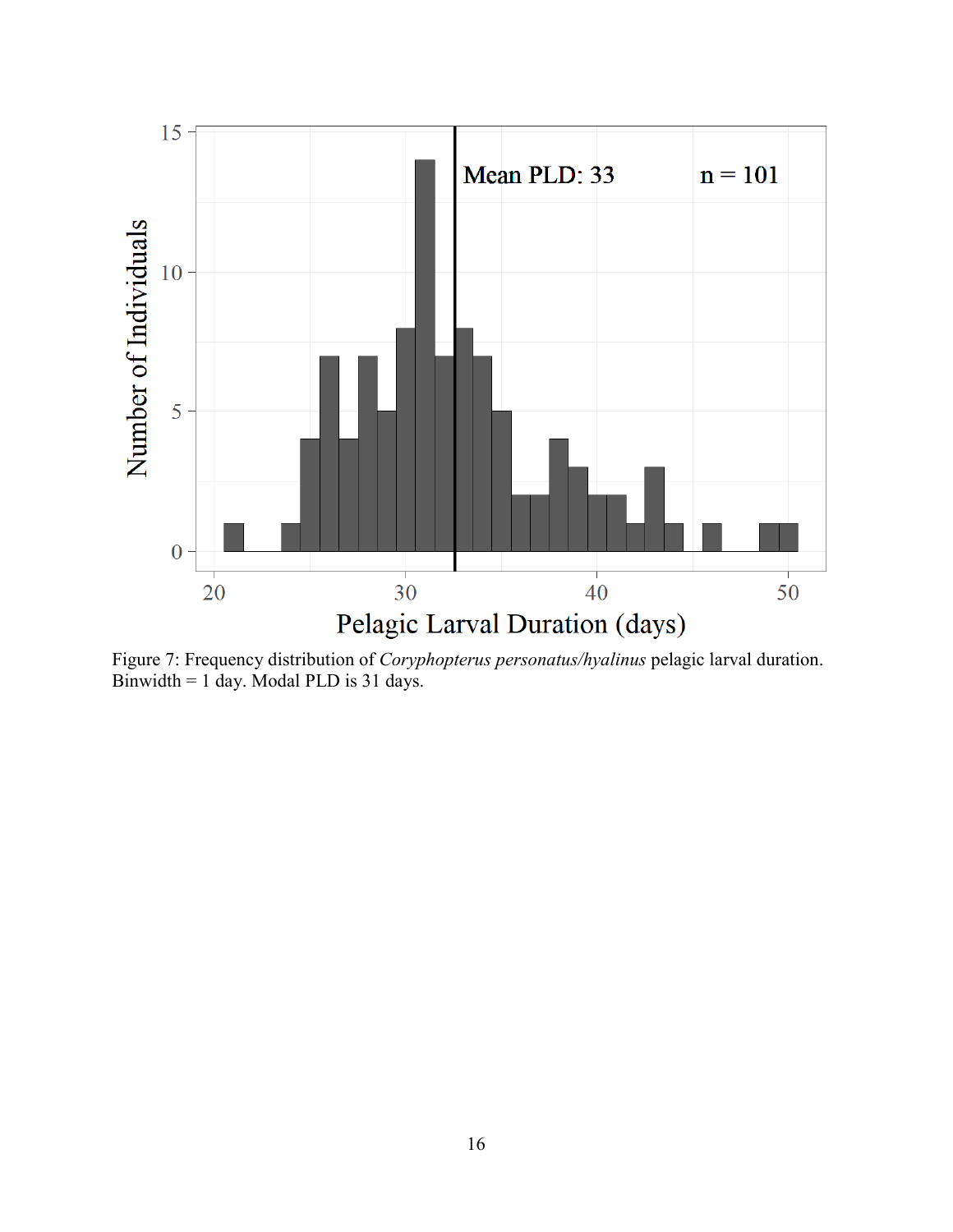Figure 7: Frequency distribution of *Coryphopterus personatus/hyalinus* pelagic larval duration. Binwidth = 1 day. Modal PLD is 31 days.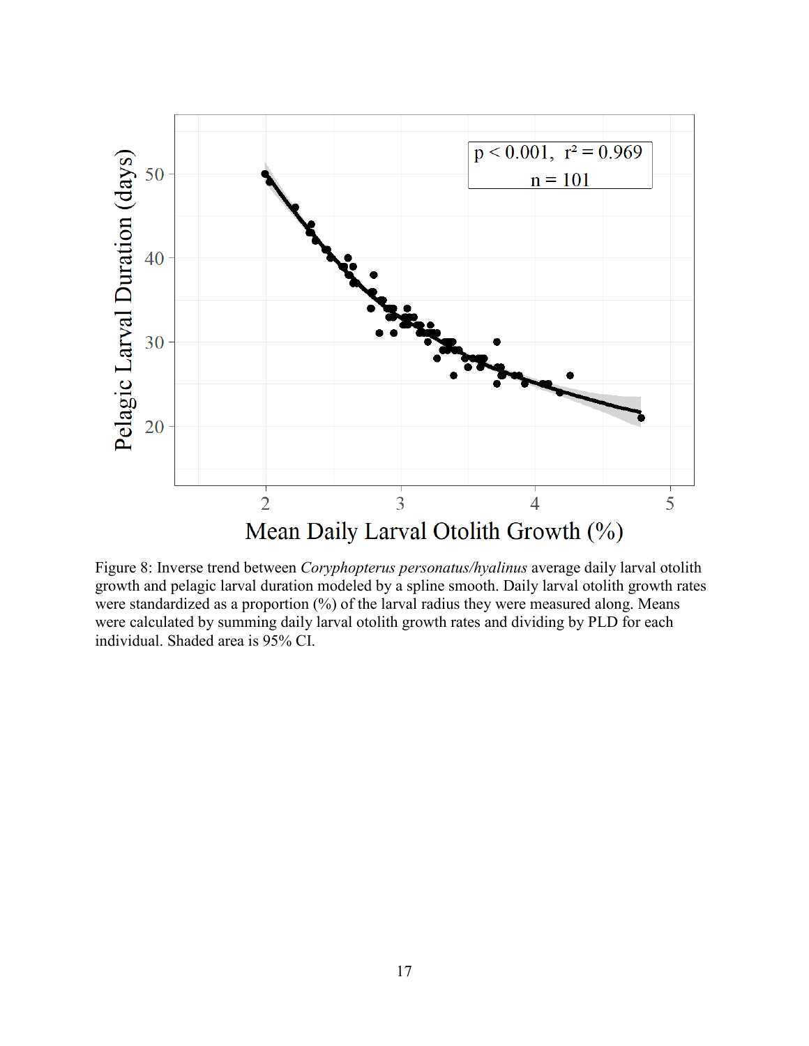Figure 8: Inverse trend between *Coryphopterus personatus/hyalinus* average daily larval otolith growth and pelagic larval duration modeled by a spline smooth. Daily larval otolith growth rates were standardized as a proportion (%) of the larval radius they were measured along. Means were calculated by summing daily larval otolith growth rates and dividing by PLD for each individual. Shaded area is 95% CI.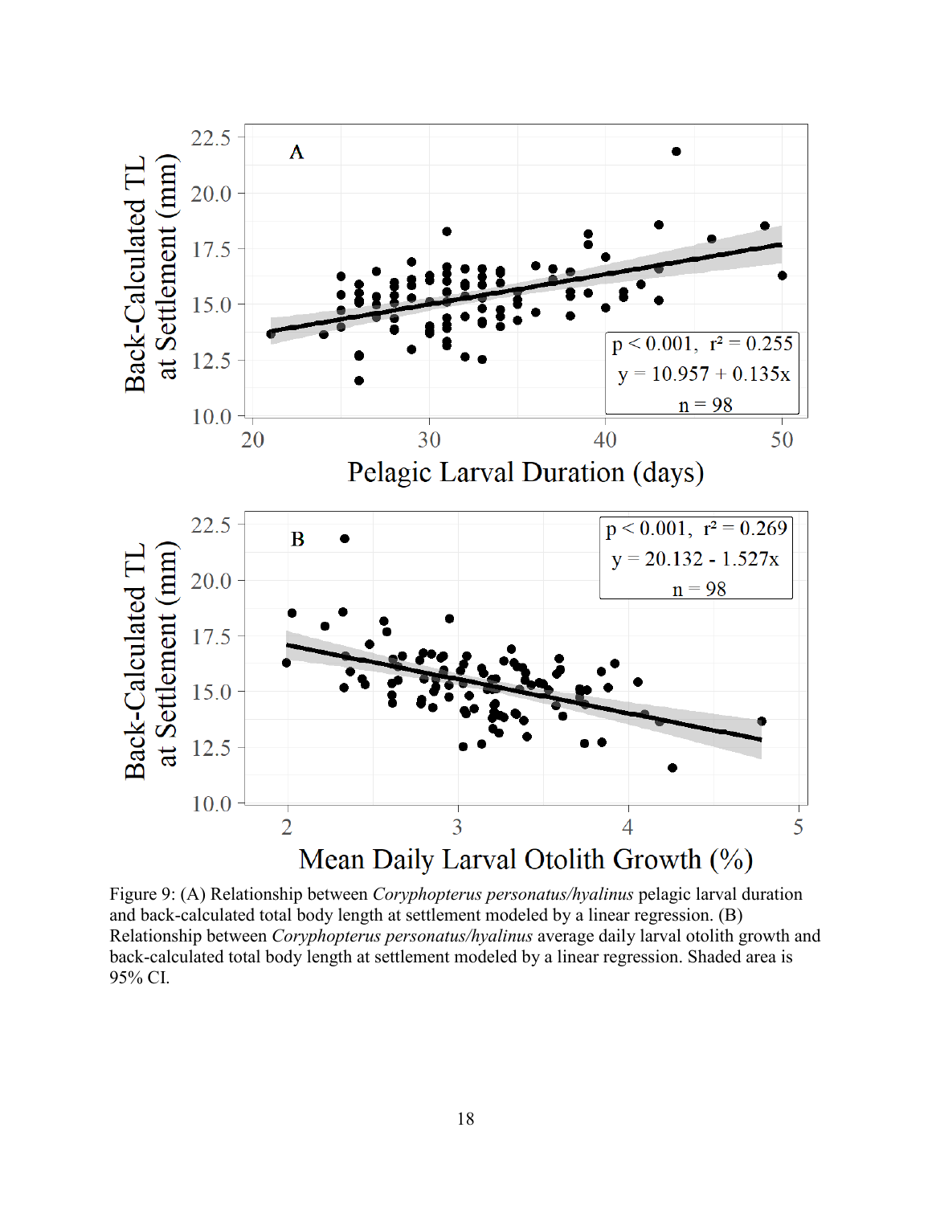Figure 9: (A) Relationship between *Coryphopterus personatus/hyalinus* pelagic larval duration and back-calculated total body length at settlement modeled by a linear regression. (B) Relationship between *Coryphopterus personatus/hyalinus* average daily larval otolith growth and back-calculated total body length at settlement modeled by a linear regression. Shaded area is 95% CI.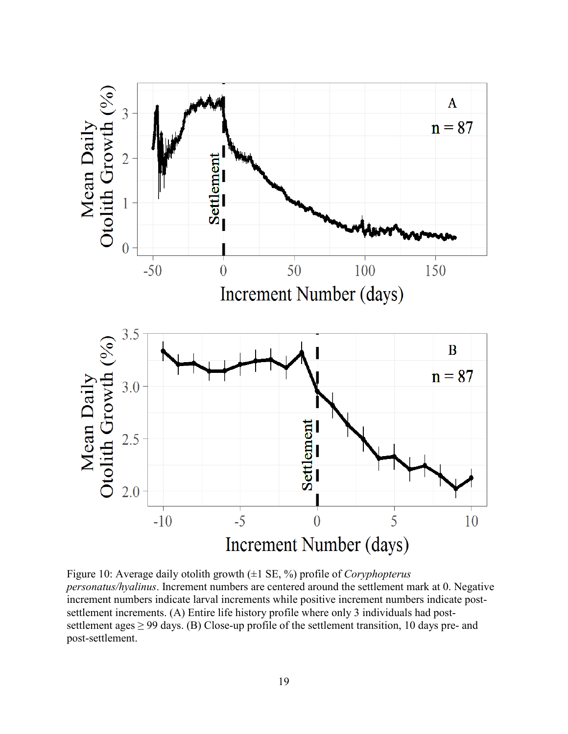Figure 10: Average daily otolith growth (±1 SE, %) profile of *Coryphopterus personatus/hyalinus*. Increment numbers are centered around the settlement mark at 0. Negative increment numbers indicate larval increments while positive increment numbers indicate post-settlement increments. (A) Entire life history profile where only 3 individuals had post-settlement ages ≥ 99 days. (B) Close-up profile of the settlement transition, 10 days pre- and post-settlement.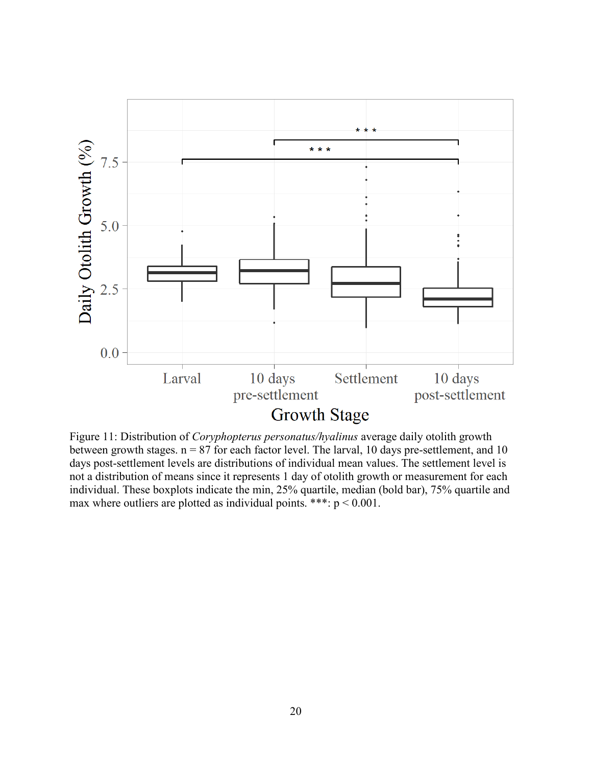Figure 11: Distribution of *Coryphopterus personatus/hyalinus* average daily otolith growth between growth stages. n = 87 for each factor level. The larval, 10 days pre-settlement, and 10 days post-settlement levels are distributions of individual mean values. The settlement level is not a distribution of means since it represents 1 day of otolith growth or measurement for each individual. These boxplots indicate the min, 25% quartile, median (bold bar), 75% quartile and max where outliers are plotted as individual points. ***: $p < 0.001$.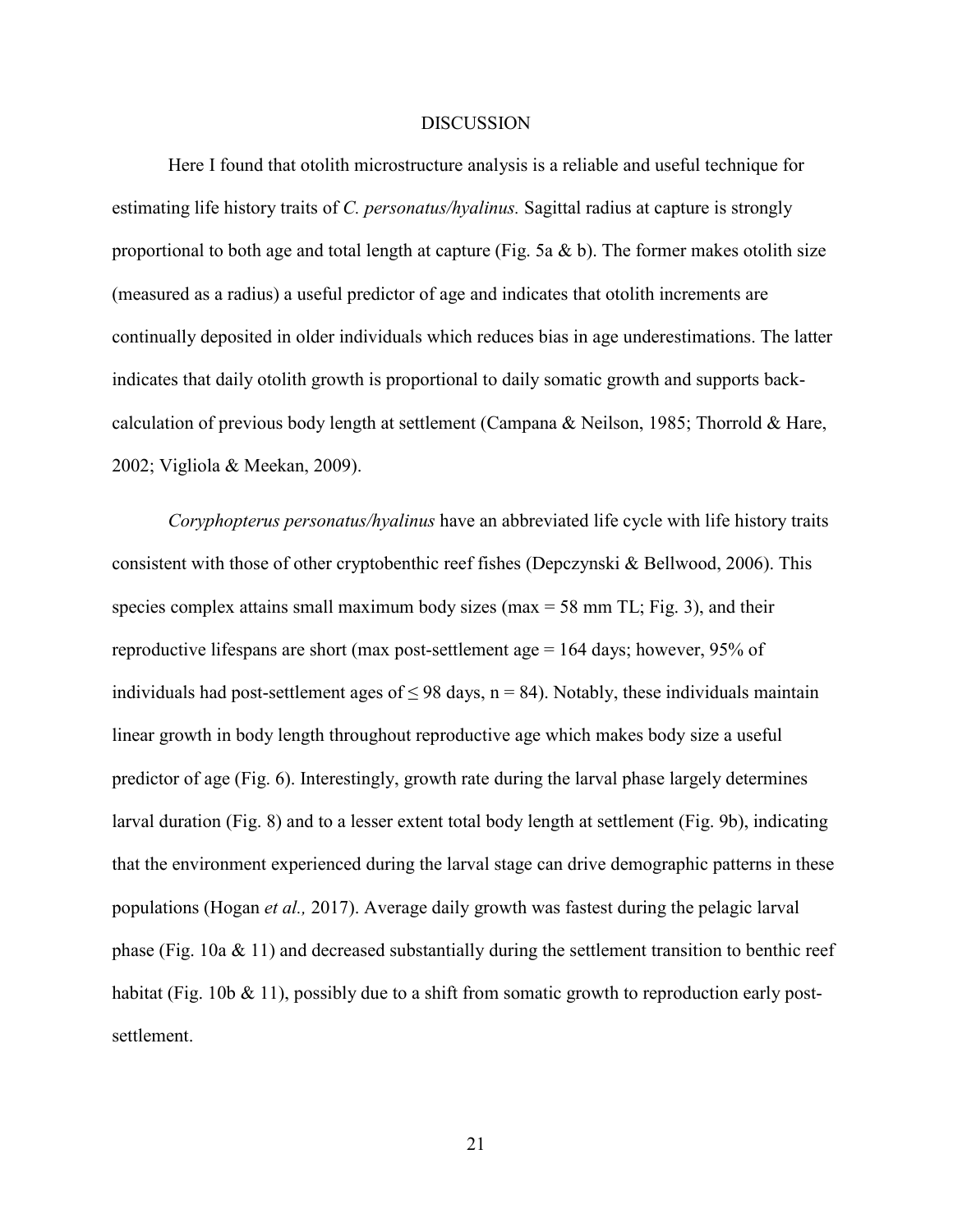# DISCUSSION

Here I found that otolith microstructure analysis is a reliable and useful technique for estimating life history traits of *C. personatus/hyalinus.* Sagittal radius at capture is strongly proportional to both age and total length at capture (Fig. 5a & b). The former makes otolith size (measured as a radius) a useful predictor of age and indicates that otolith increments are continually deposited in older individuals which reduces bias in age underestimations. The latter indicates that daily otolith growth is proportional to daily somatic growth and supports back-calculation of previous body length at settlement (Campana & Neilson, 1985; Thorrold & Hare, 2002; Vigliola & Meekan, 2009).

*Coryphopterus personatus/hyalinus* have an abbreviated life cycle with life history traits consistent with those of other cryptobenthic reef fishes (Depczynski & Bellwood, 2006). This species complex attains small maximum body sizes (max = 58 mm TL; Fig. 3), and their reproductive lifespans are short (max post-settlement age = 164 days; however, 95% of individuals had post-settlement ages of ≤ 98 days, n = 84). Notably, these individuals maintain linear growth in body length throughout reproductive age which makes body size a useful predictor of age (Fig. 6). Interestingly, growth rate during the larval phase largely determines larval duration (Fig. 8) and to a lesser extent total body length at settlement (Fig. 9b), indicating that the environment experienced during the larval stage can drive demographic patterns in these populations (Hogan *et al.,* 2017). Average daily growth was fastest during the pelagic larval phase (Fig. 10a & 11) and decreased substantially during the settlement transition to benthic reef habitat (Fig. 10b & 11), possibly due to a shift from somatic growth to reproduction early post-settlement.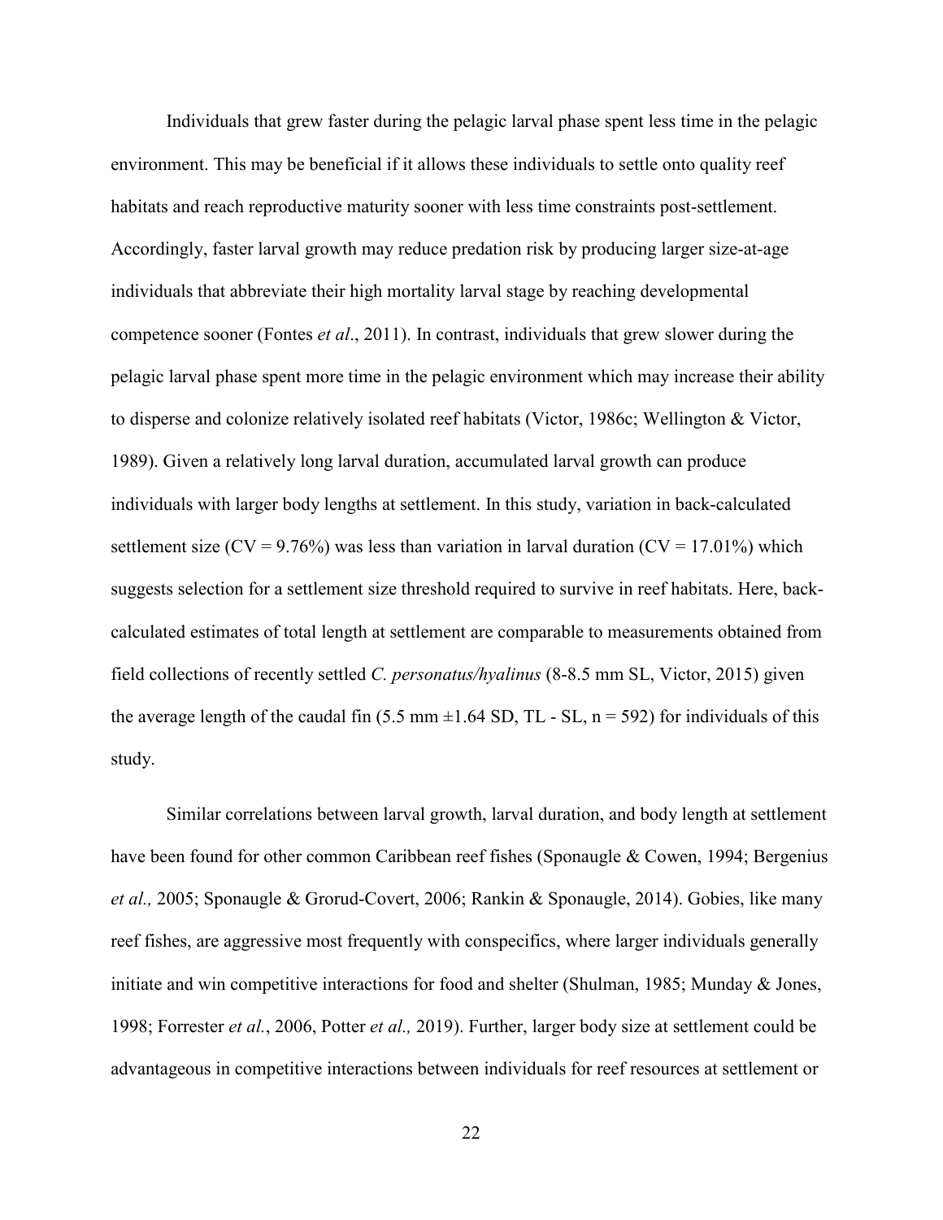Individuals that grew faster during the pelagic larval phase spent less time in the pelagic environment. This may be beneficial if it allows these individuals to settle onto quality reef habitats and reach reproductive maturity sooner with less time constraints post-settlement. Accordingly, faster larval growth may reduce predation risk by producing larger size-at-age individuals that abbreviate their high mortality larval stage by reaching developmental competence sooner (Fontes *et al*., 2011). In contrast, individuals that grew slower during the pelagic larval phase spent more time in the pelagic environment which may increase their ability to disperse and colonize relatively isolated reef habitats (Victor, 1986c; Wellington & Victor, 1989). Given a relatively long larval duration, accumulated larval growth can produce individuals with larger body lengths at settlement. In this study, variation in back-calculated settlement size (CV = 9.76%) was less than variation in larval duration (CV = 17.01%) which suggests selection for a settlement size threshold required to survive in reef habitats. Here, back-calculated estimates of total length at settlement are comparable to measurements obtained from field collections of recently settled *C. personatus/hyalinus* (8-8.5 mm SL, Victor, 2015) given the average length of the caudal fin (5.5 mm ±1.64 SD, TL - SL, n = 592) for individuals of this study.

Similar correlations between larval growth, larval duration, and body length at settlement have been found for other common Caribbean reef fishes (Sponaugle & Cowen, 1994; Bergenius *et al.,* 2005; Sponaugle & Grorud-Covert, 2006; Rankin & Sponaugle, 2014). Gobies, like many reef fishes, are aggressive most frequently with conspecifics, where larger individuals generally initiate and win competitive interactions for food and shelter (Shulman, 1985; Munday & Jones, 1998; Forrester *et al.*, 2006, Potter *et al.,* 2019). Further, larger body size at settlement could be advantageous in competitive interactions between individuals for reef resources at settlement or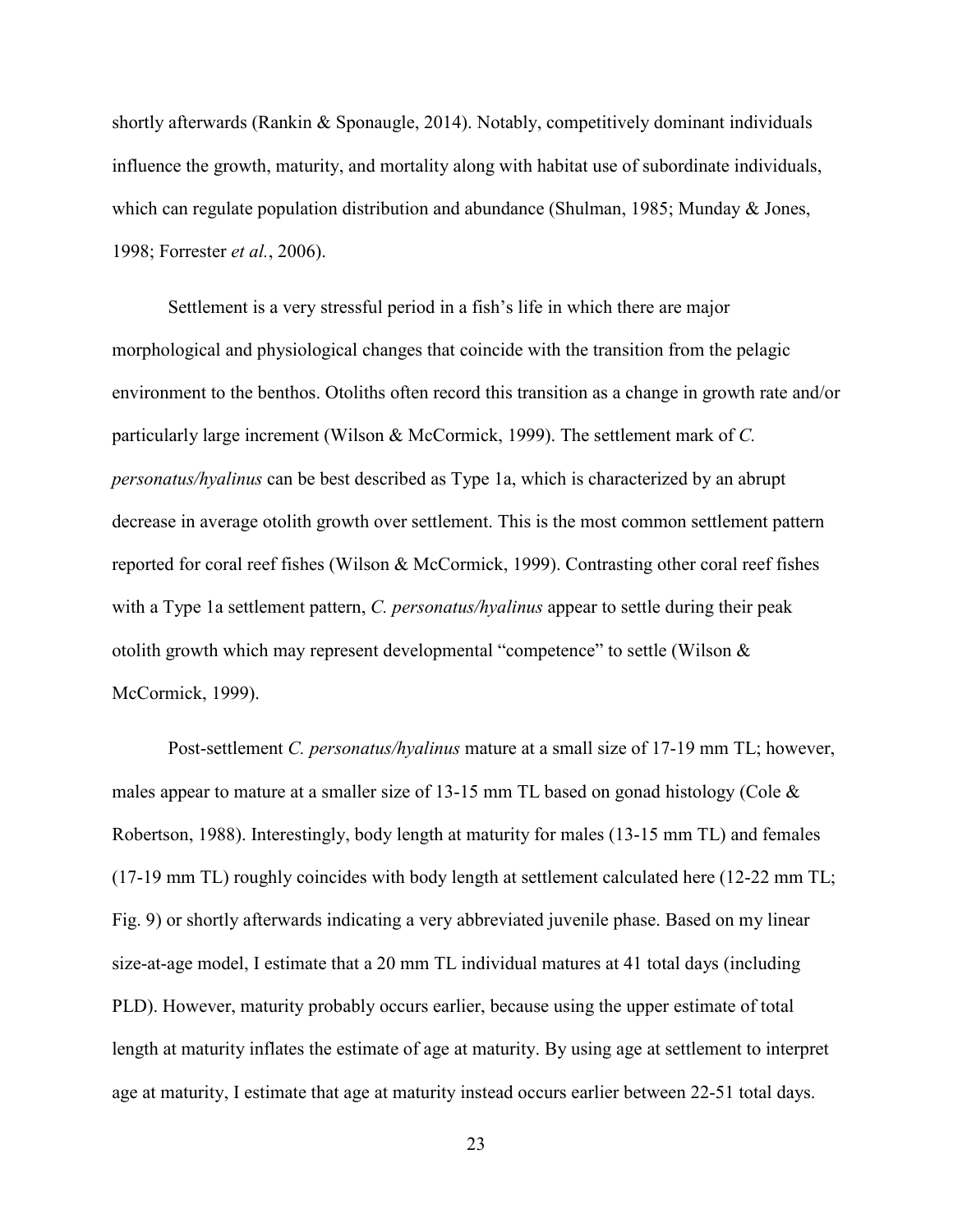shortly afterwards (Rankin & Sponaugle, 2014). Notably, competitively dominant individuals influence the growth, maturity, and mortality along with habitat use of subordinate individuals, which can regulate population distribution and abundance (Shulman, 1985; Munday & Jones, 1998; Forrester *et al.*, 2006).

Settlement is a very stressful period in a fish's life in which there are major morphological and physiological changes that coincide with the transition from the pelagic environment to the benthos. Otoliths often record this transition as a change in growth rate and/or particularly large increment (Wilson & McCormick, 1999). The settlement mark of *C. personatus/hyalinus* can be best described as Type 1a, which is characterized by an abrupt decrease in average otolith growth over settlement. This is the most common settlement pattern reported for coral reef fishes (Wilson & McCormick, 1999). Contrasting other coral reef fishes with a Type 1a settlement pattern, *C. personatus/hyalinus* appear to settle during their peak otolith growth which may represent developmental "competence" to settle (Wilson & McCormick, 1999).

Post-settlement *C. personatus/hyalinus* mature at a small size of 17-19 mm TL; however, males appear to mature at a smaller size of 13-15 mm TL based on gonad histology (Cole & Robertson, 1988). Interestingly, body length at maturity for males (13-15 mm TL) and females (17-19 mm TL) roughly coincides with body length at settlement calculated here (12-22 mm TL; Fig. 9) or shortly afterwards indicating a very abbreviated juvenile phase. Based on my linear size-at-age model, I estimate that a 20 mm TL individual matures at 41 total days (including PLD). However, maturity probably occurs earlier, because using the upper estimate of total length at maturity inflates the estimate of age at maturity. By using age at settlement to interpret age at maturity, I estimate that age at maturity instead occurs earlier between 22-51 total days.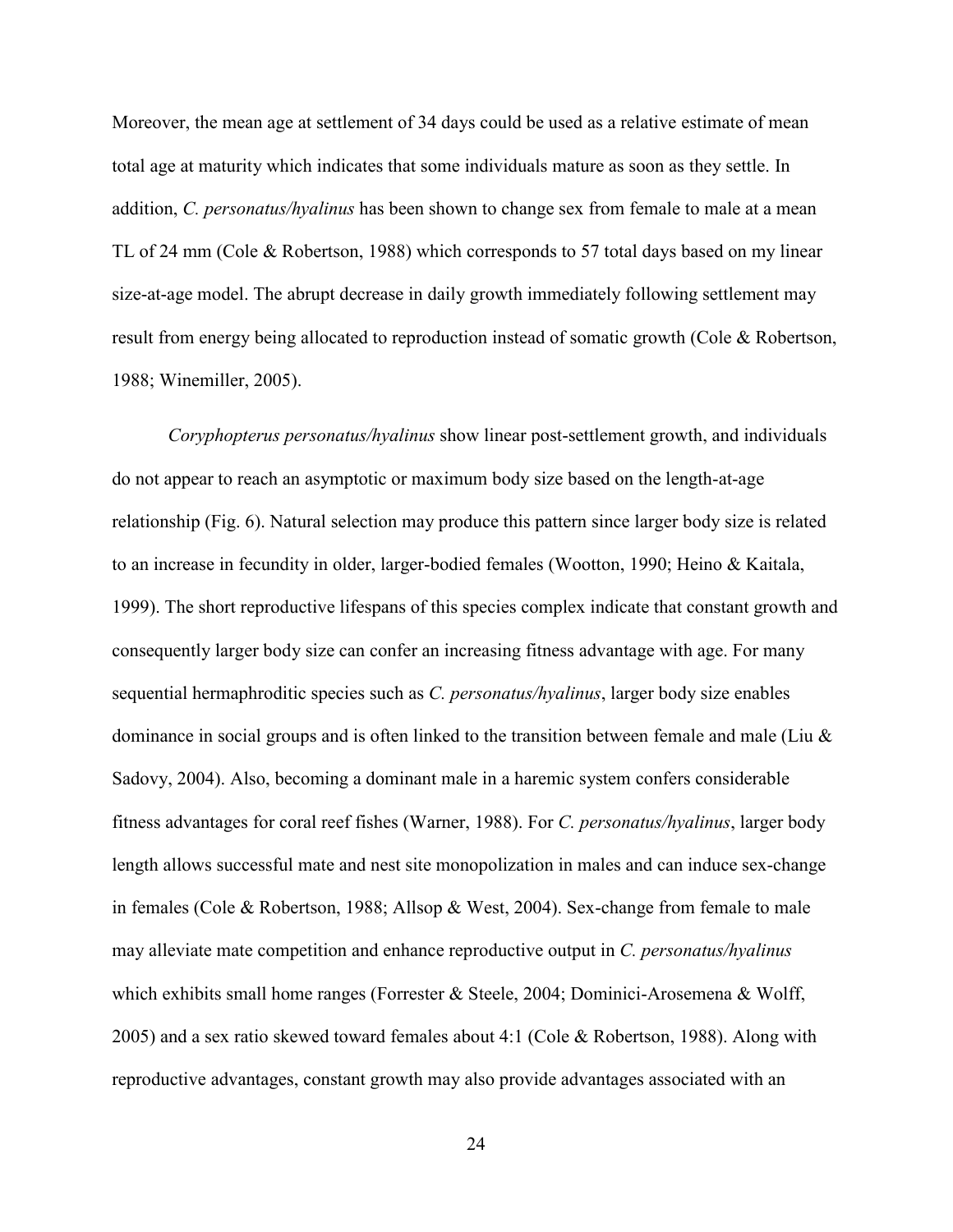Moreover, the mean age at settlement of 34 days could be used as a relative estimate of mean total age at maturity which indicates that some individuals mature as soon as they settle. In addition, *C. personatus/hyalinus* has been shown to change sex from female to male at a mean TL of 24 mm (Cole & Robertson, 1988) which corresponds to 57 total days based on my linear size-at-age model. The abrupt decrease in daily growth immediately following settlement may result from energy being allocated to reproduction instead of somatic growth (Cole & Robertson, 1988; Winemiller, 2005).

*Coryphopterus personatus/hyalinus* show linear post-settlement growth, and individuals do not appear to reach an asymptotic or maximum body size based on the length-at-age relationship (Fig. 6). Natural selection may produce this pattern since larger body size is related to an increase in fecundity in older, larger-bodied females (Wootton, 1990; Heino & Kaitala, 1999). The short reproductive lifespans of this species complex indicate that constant growth and consequently larger body size can confer an increasing fitness advantage with age. For many sequential hermaphroditic species such as *C. personatus/hyalinus*, larger body size enables dominance in social groups and is often linked to the transition between female and male (Liu & Sadovy, 2004). Also, becoming a dominant male in a haremic system confers considerable fitness advantages for coral reef fishes (Warner, 1988). For *C. personatus/hyalinus*, larger body length allows successful mate and nest site monopolization in males and can induce sex-change in females (Cole & Robertson, 1988; Allsop & West, 2004). Sex-change from female to male may alleviate mate competition and enhance reproductive output in *C. personatus/hyalinus* which exhibits small home ranges (Forrester & Steele, 2004; Dominici-Arosemena & Wolff, 2005) and a sex ratio skewed toward females about 4:1 (Cole & Robertson, 1988). Along with reproductive advantages, constant growth may also provide advantages associated with an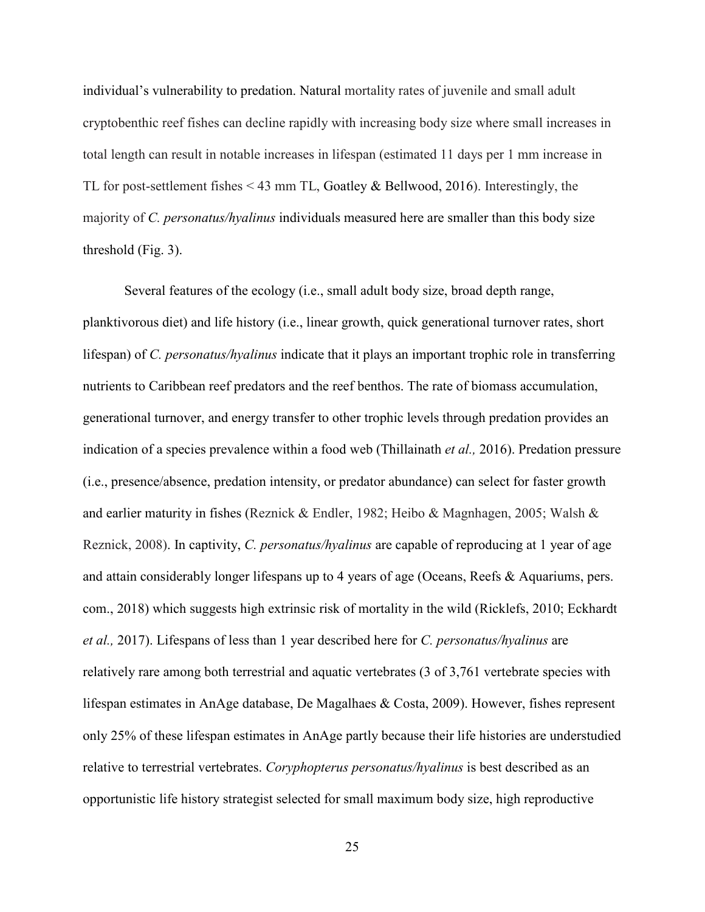individual's vulnerability to predation. Natural mortality rates of juvenile and small adult cryptobenthic reef fishes can decline rapidly with increasing body size where small increases in total length can result in notable increases in lifespan (estimated 11 days per 1 mm increase in TL for post-settlement fishes < 43 mm TL, Goatley & Bellwood, 2016). Interestingly, the majority of *C. personatus/hyalinus* individuals measured here are smaller than this body size threshold (Fig. 3).

Several features of the ecology (i.e., small adult body size, broad depth range, planktivorous diet) and life history (i.e., linear growth, quick generational turnover rates, short lifespan) of *C. personatus/hyalinus* indicate that it plays an important trophic role in transferring nutrients to Caribbean reef predators and the reef benthos. The rate of biomass accumulation, generational turnover, and energy transfer to other trophic levels through predation provides an indication of a species prevalence within a food web (Thillainath *et al.,* 2016). Predation pressure (i.e., presence/absence, predation intensity, or predator abundance) can select for faster growth and earlier maturity in fishes (Reznick & Endler, 1982; Heibo & Magnhagen, 2005; Walsh & Reznick, 2008). In captivity, *C. personatus/hyalinus* are capable of reproducing at 1 year of age and attain considerably longer lifespans up to 4 years of age (Oceans, Reefs & Aquariums, pers. com., 2018) which suggests high extrinsic risk of mortality in the wild (Ricklefs, 2010; Eckhardt *et al.,* 2017). Lifespans of less than 1 year described here for *C. personatus/hyalinus* are relatively rare among both terrestrial and aquatic vertebrates (3 of 3,761 vertebrate species with lifespan estimates in AnAge database, De Magalhaes & Costa, 2009). However, fishes represent only 25% of these lifespan estimates in AnAge partly because their life histories are understudied relative to terrestrial vertebrates. *Coryphopterus personatus/hyalinus* is best described as an opportunistic life history strategist selected for small maximum body size, high reproductive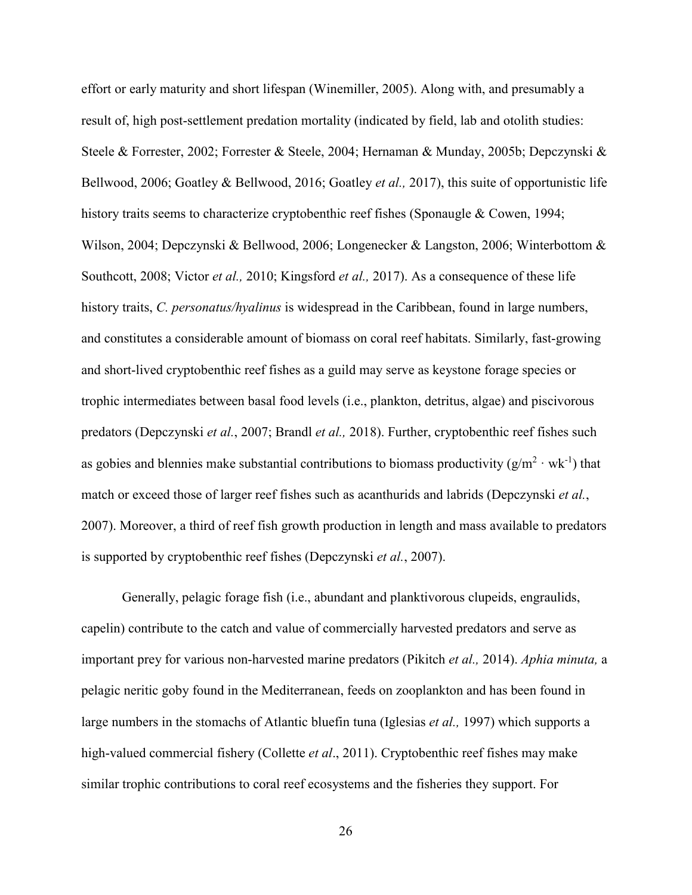effort or early maturity and short lifespan (Winemiller, 2005). Along with, and presumably a result of, high post-settlement predation mortality (indicated by field, lab and otolith studies: Steele & Forrester, 2002; Forrester & Steele, 2004; Hernaman & Munday, 2005b; Depczynski & Bellwood, 2006; Goatley & Bellwood, 2016; Goatley *et al.,* 2017), this suite of opportunistic life history traits seems to characterize cryptobenthic reef fishes (Sponaugle & Cowen, 1994; Wilson, 2004; Depczynski & Bellwood, 2006; Longenecker & Langston, 2006; Winterbottom & Southcott, 2008; Victor *et al.,* 2010; Kingsford *et al.,* 2017). As a consequence of these life history traits, *C. personatus/hyalinus* is widespread in the Caribbean, found in large numbers, and constitutes a considerable amount of biomass on coral reef habitats. Similarly, fast-growing and short-lived cryptobenthic reef fishes as a guild may serve as keystone forage species or trophic intermediates between basal food levels (i.e., plankton, detritus, algae) and piscivorous predators (Depczynski *et al.*, 2007; Brandl *et al.,* 2018). Further, cryptobenthic reef fishes such as gobies and blennies make substantial contributions to biomass productivity ($g/m^2 \cdot wk^{-1}$) that match or exceed those of larger reef fishes such as acanthurids and labrids (Depczynski *et al.*, 2007). Moreover, a third of reef fish growth production in length and mass available to predators is supported by cryptobenthic reef fishes (Depczynski *et al.*, 2007).

Generally, pelagic forage fish (i.e., abundant and planktivorous clupeids, engraulids, capelin) contribute to the catch and value of commercially harvested predators and serve as important prey for various non-harvested marine predators (Pikitch *et al.,* 2014). *Aphia minuta,* a pelagic neritic goby found in the Mediterranean, feeds on zooplankton and has been found in large numbers in the stomachs of Atlantic bluefin tuna (Iglesias *et al.,* 1997) which supports a high-valued commercial fishery (Collette *et al*., 2011). Cryptobenthic reef fishes may make similar trophic contributions to coral reef ecosystems and the fisheries they support. For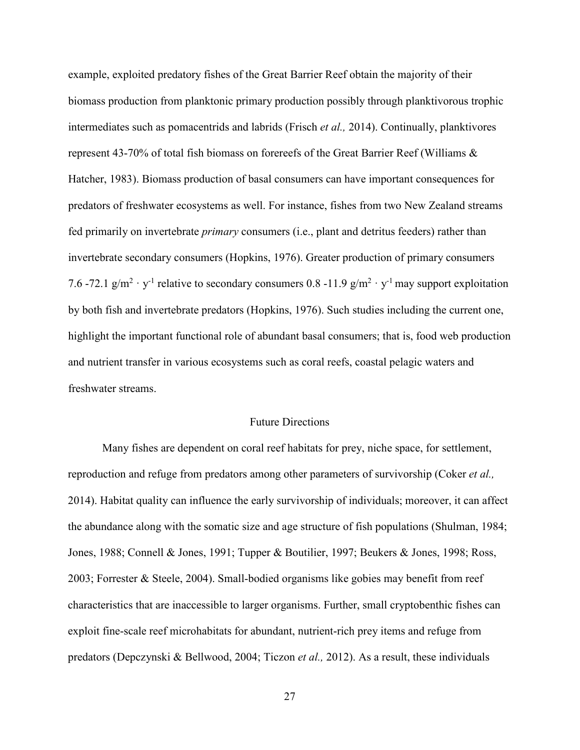example, exploited predatory fishes of the Great Barrier Reef obtain the majority of their biomass production from planktonic primary production possibly through planktivorous trophic intermediates such as pomacentrids and labrids (Frisch *et al.,* 2014). Continually, planktivores represent 43-70% of total fish biomass on forereefs of the Great Barrier Reef (Williams & Hatcher, 1983). Biomass production of basal consumers can have important consequences for predators of freshwater ecosystems as well. For instance, fishes from two New Zealand streams fed primarily on invertebrate *primary* consumers (i.e., plant and detritus feeders) rather than invertebrate secondary consumers (Hopkins, 1976). Greater production of primary consumers 7.6 -72.1 $g/m^2 \cdot y^{-1}$ relative to secondary consumers 0.8 -11.9 $g/m^2 \cdot y^{-1}$ may support exploitation by both fish and invertebrate predators (Hopkins, 1976). Such studies including the current one, highlight the important functional role of abundant basal consumers; that is, food web production and nutrient transfer in various ecosystems such as coral reefs, coastal pelagic waters and freshwater streams.

## Future Directions

Many fishes are dependent on coral reef habitats for prey, niche space, for settlement, reproduction and refuge from predators among other parameters of survivorship (Coker *et al.,* 2014). Habitat quality can influence the early survivorship of individuals; moreover, it can affect the abundance along with the somatic size and age structure of fish populations (Shulman, 1984; Jones, 1988; Connell & Jones, 1991; Tupper & Boutilier, 1997; Beukers & Jones, 1998; Ross, 2003; Forrester & Steele, 2004). Small-bodied organisms like gobies may benefit from reef characteristics that are inaccessible to larger organisms. Further, small cryptobenthic fishes can exploit fine-scale reef microhabitats for abundant, nutrient-rich prey items and refuge from predators (Depczynski & Bellwood, 2004; Ticzon *et al.,* 2012). As a result, these individuals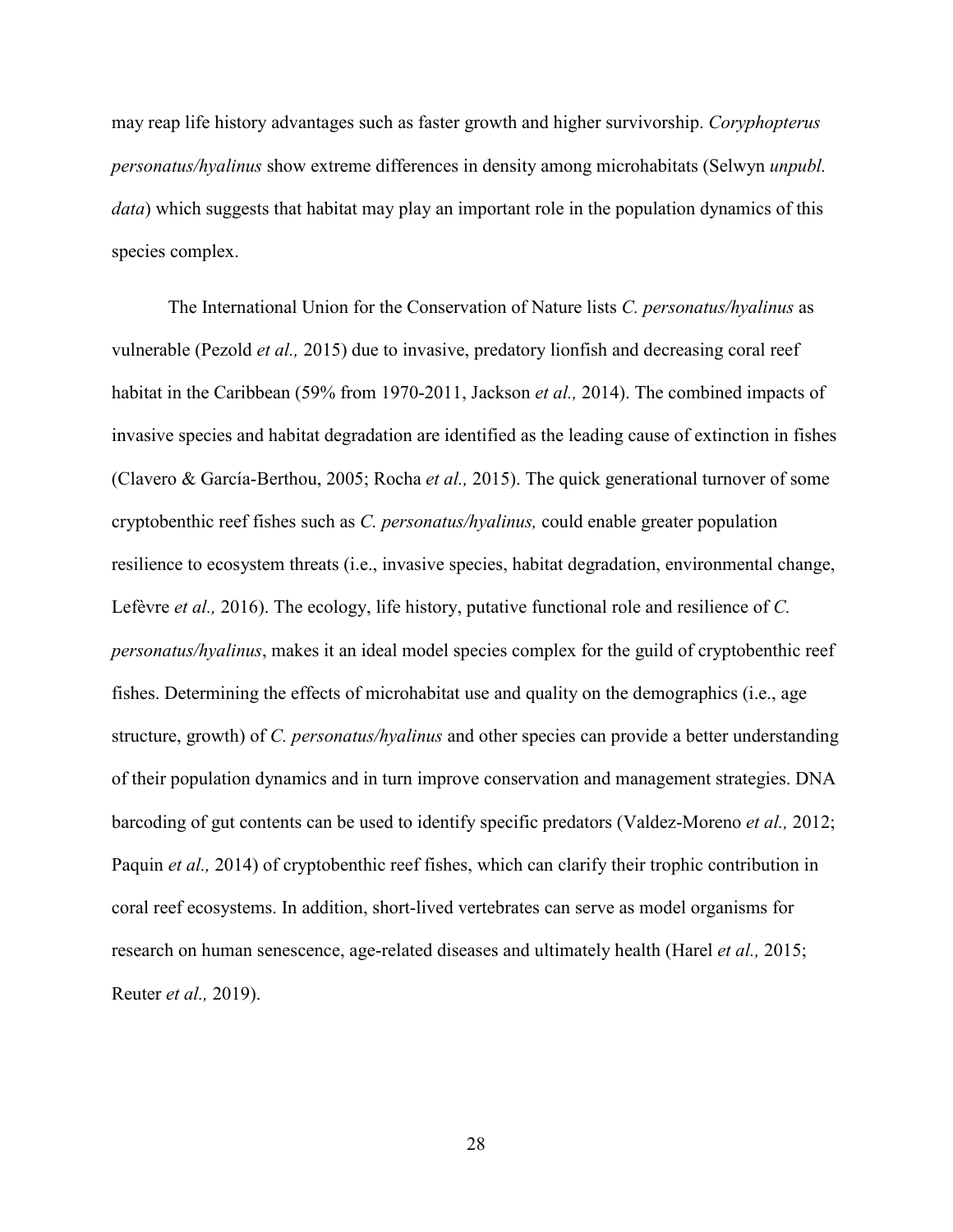may reap life history advantages such as faster growth and higher survivorship. *Coryphopterus personatus/hyalinus* show extreme differences in density among microhabitats (Selwyn *unpubl. data*) which suggests that habitat may play an important role in the population dynamics of this species complex.

The International Union for the Conservation of Nature lists *C. personatus/hyalinus* as vulnerable (Pezold *et al.,* 2015) due to invasive, predatory lionfish and decreasing coral reef habitat in the Caribbean (59% from 1970-2011, Jackson *et al.,* 2014). The combined impacts of invasive species and habitat degradation are identified as the leading cause of extinction in fishes (Clavero & García-Berthou, 2005; Rocha *et al.,* 2015). The quick generational turnover of some cryptobenthic reef fishes such as *C. personatus/hyalinus,* could enable greater population resilience to ecosystem threats (i.e., invasive species, habitat degradation, environmental change, Lefèvre *et al.,* 2016). The ecology, life history, putative functional role and resilience of *C. personatus/hyalinus*, makes it an ideal model species complex for the guild of cryptobenthic reef fishes. Determining the effects of microhabitat use and quality on the demographics (i.e., age structure, growth) of *C. personatus/hyalinus* and other species can provide a better understanding of their population dynamics and in turn improve conservation and management strategies. DNA barcoding of gut contents can be used to identify specific predators (Valdez-Moreno *et al.,* 2012; Paquin *et al.,* 2014) of cryptobenthic reef fishes, which can clarify their trophic contribution in coral reef ecosystems. In addition, short-lived vertebrates can serve as model organisms for research on human senescence, age-related diseases and ultimately health (Harel *et al.,* 2015; Reuter *et al.,* 2019).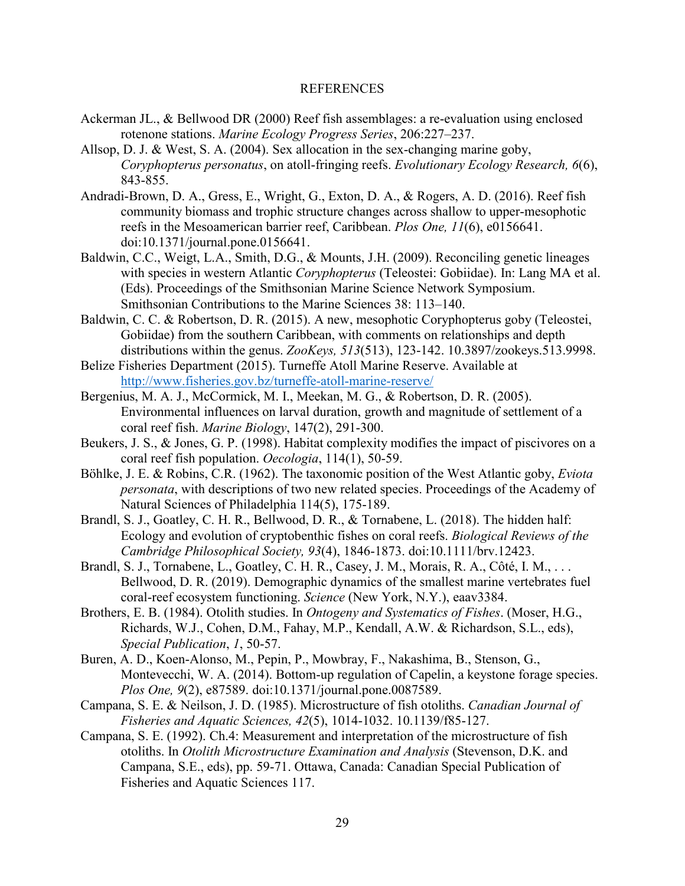# REFERENCES

Ackerman JL., & Bellwood DR (2000) Reef fish assemblages: a re-evaluation using enclosed rotenone stations. *Marine Ecology Progress Series*, 206:227–237.

Allsop, D. J. & West, S. A. (2004). Sex allocation in the sex-changing marine goby, *Coryphopterus personatus*, on atoll-fringing reefs. *Evolutionary Ecology Research, 6*(6), 843-855.

Andradi-Brown, D. A., Gress, E., Wright, G., Exton, D. A., & Rogers, A. D. (2016). Reef fish community biomass and trophic structure changes across shallow to upper-mesophotic reefs in the Mesoamerican barrier reef, Caribbean. *Plos One, 11*(6), e0156641. doi:10.1371/journal.pone.0156641.

Baldwin, C.C., Weigt, L.A., Smith, D.G., & Mounts, J.H. (2009). Reconciling genetic lineages with species in western Atlantic *Coryphopterus* (Teleostei: Gobiidae). In: Lang MA et al. (Eds). Proceedings of the Smithsonian Marine Science Network Symposium. Smithsonian Contributions to the Marine Sciences 38: 113–140.

Baldwin, C. C. & Robertson, D. R. (2015). A new, mesophotic Coryphopterus goby (Teleostei, Gobiidae) from the southern Caribbean, with comments on relationships and depth distributions within the genus. *ZooKeys, 513*(513), 123-142. 10.3897/zookeys.513.9998.

Belize Fisheries Department (2015). Turneffe Atoll Marine Reserve. Available at http://www.fisheries.gov.bz/turneffe-atoll-marine-reserve/

Bergenius, M. A. J., McCormick, M. I., Meekan, M. G., & Robertson, D. R. (2005). Environmental influences on larval duration, growth and magnitude of settlement of a coral reef fish. *Marine Biology*, 147(2), 291-300.

Beukers, J. S., & Jones, G. P. (1998). Habitat complexity modifies the impact of piscivores on a coral reef fish population. *Oecologia*, 114(1), 50-59.

Böhlke, J. E. & Robins, C.R. (1962). The taxonomic position of the West Atlantic goby, *Eviota personata*, with descriptions of two new related species. Proceedings of the Academy of Natural Sciences of Philadelphia 114(5), 175-189.

Brandl, S. J., Goatley, C. H. R., Bellwood, D. R., & Tornabene, L. (2018). The hidden half: Ecology and evolution of cryptobenthic fishes on coral reefs. *Biological Reviews of the Cambridge Philosophical Society, 93*(4), 1846-1873. doi:10.1111/brv.12423.

Brandl, S. J., Tornabene, L., Goatley, C. H. R., Casey, J. M., Morais, R. A., Côté, I. M., . . . Bellwood, D. R. (2019). Demographic dynamics of the smallest marine vertebrates fuel coral-reef ecosystem functioning. *Science* (New York, N.Y.), eaav3384.

Brothers, E. B. (1984). Otolith studies. In *Ontogeny and Systematics of Fishes*. (Moser, H.G., Richards, W.J., Cohen, D.M., Fahay, M.P., Kendall, A.W. & Richardson, S.L., eds), *Special Publication*, *1*, 50-57.

Buren, A. D., Koen-Alonso, M., Pepin, P., Mowbray, F., Nakashima, B., Stenson, G., Montevecchi, W. A. (2014). Bottom-up regulation of Capelin, a keystone forage species. *Plos One, 9*(2), e87589. doi:10.1371/journal.pone.0087589.

Campana, S. E. & Neilson, J. D. (1985). Microstructure of fish otoliths. *Canadian Journal of Fisheries and Aquatic Sciences, 42*(5), 1014-1032. 10.1139/f85-127.

Campana, S. E. (1992). Ch.4: Measurement and interpretation of the microstructure of fish otoliths. In *Otolith Microstructure Examination and Analysis* (Stevenson, D.K. and Campana, S.E., eds), pp. 59-71. Ottawa, Canada: Canadian Special Publication of Fisheries and Aquatic Sciences 117.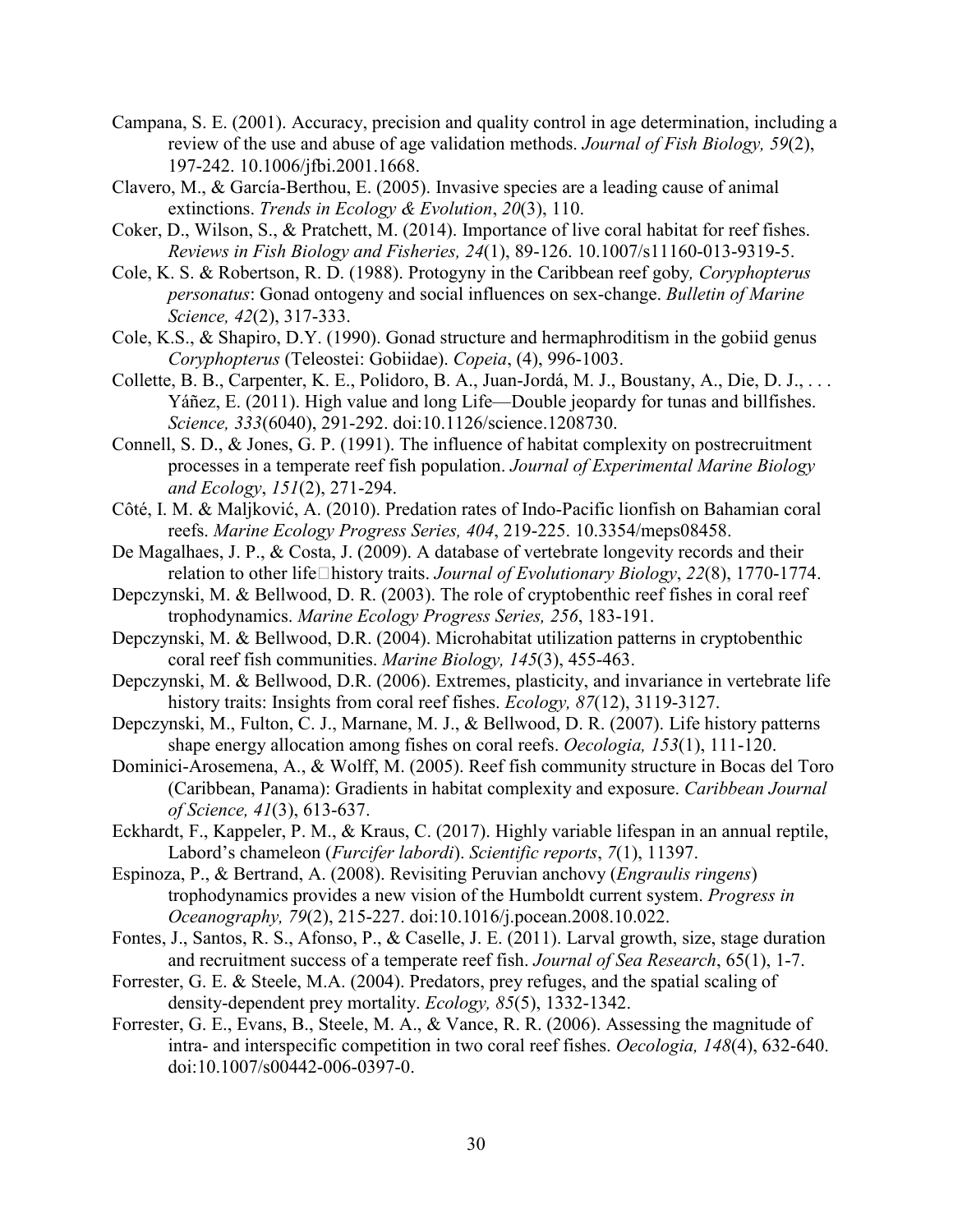Campana, S. E. (2001). Accuracy, precision and quality control in age determination, including a review of the use and abuse of age validation methods. *Journal of Fish Biology, 59*(2), 197-242. 10.1006/jfbi.2001.1668.

Clavero, M., & García-Berthou, E. (2005). Invasive species are a leading cause of animal extinctions. *Trends in Ecology & Evolution*, *20*(3), 110.

Coker, D., Wilson, S., & Pratchett, M. (2014). Importance of live coral habitat for reef fishes. *Reviews in Fish Biology and Fisheries, 24*(1), 89-126. 10.1007/s11160-013-9319-5.

Cole, K. S. & Robertson, R. D. (1988). Protogyny in the Caribbean reef goby*, Coryphopterus personatus*: Gonad ontogeny and social influences on sex-change. *Bulletin of Marine Science, 42*(2), 317-333.

Cole, K.S., & Shapiro, D.Y. (1990). Gonad structure and hermaphroditism in the gobiid genus *Coryphopterus* (Teleostei: Gobiidae). *Copeia*, (4), 996-1003.

Collette, B. B., Carpenter, K. E., Polidoro, B. A., Juan-Jordá, M. J., Boustany, A., Die, D. J., . . . Yáñez, E. (2011). High value and long Life—Double jeopardy for tunas and billfishes. *Science, 333*(6040), 291-292. doi:10.1126/science.1208730.

Connell, S. D., & Jones, G. P. (1991). The influence of habitat complexity on postrecruitment processes in a temperate reef fish population. *Journal of Experimental Marine Biology and Ecology*, *151*(2), 271-294.

Côté, I. M. & Maljković, A. (2010). Predation rates of Indo-Pacific lionfish on Bahamian coral reefs. *Marine Ecology Progress Series, 404*, 219-225. 10.3354/meps08458.

De Magalhaes, J. P., & Costa, J. (2009). A database of vertebrate longevity records and their relation to other life‐history traits. *Journal of Evolutionary Biology*, *22*(8), 1770-1774.

Depczynski, M. & Bellwood, D. R. (2003). The role of cryptobenthic reef fishes in coral reef trophodynamics. *Marine Ecology Progress Series, 256*, 183-191.

Depczynski, M. & Bellwood, D.R. (2004). Microhabitat utilization patterns in cryptobenthic coral reef fish communities. *Marine Biology, 145*(3), 455-463.

Depczynski, M. & Bellwood, D.R. (2006). Extremes, plasticity, and invariance in vertebrate life history traits: Insights from coral reef fishes. *Ecology, 87*(12), 3119-3127.

Depczynski, M., Fulton, C. J., Marnane, M. J., & Bellwood, D. R. (2007). Life history patterns shape energy allocation among fishes on coral reefs. *Oecologia, 153*(1), 111-120.

Dominici-Arosemena, A., & Wolff, M. (2005). Reef fish community structure in Bocas del Toro (Caribbean, Panama): Gradients in habitat complexity and exposure. *Caribbean Journal of Science, 41*(3), 613-637.

Eckhardt, F., Kappeler, P. M., & Kraus, C. (2017). Highly variable lifespan in an annual reptile, Labord's chameleon (*Furcifer labordi*). *Scientific reports*, *7*(1), 11397.

Espinoza, P., & Bertrand, A. (2008). Revisiting Peruvian anchovy (*Engraulis ringens*) trophodynamics provides a new vision of the Humboldt current system. *Progress in Oceanography, 79*(2), 215-227. doi:10.1016/j.pocean.2008.10.022.

Fontes, J., Santos, R. S., Afonso, P., & Caselle, J. E. (2011). Larval growth, size, stage duration and recruitment success of a temperate reef fish. *Journal of Sea Research*, 65(1), 1-7.

Forrester, G. E. & Steele, M.A. (2004). Predators, prey refuges, and the spatial scaling of density-dependent prey mortality. *Ecology, 85*(5), 1332-1342.

Forrester, G. E., Evans, B., Steele, M. A., & Vance, R. R. (2006). Assessing the magnitude of intra- and interspecific competition in two coral reef fishes. *Oecologia, 148*(4), 632-640. doi:10.1007/s00442-006-0397-0.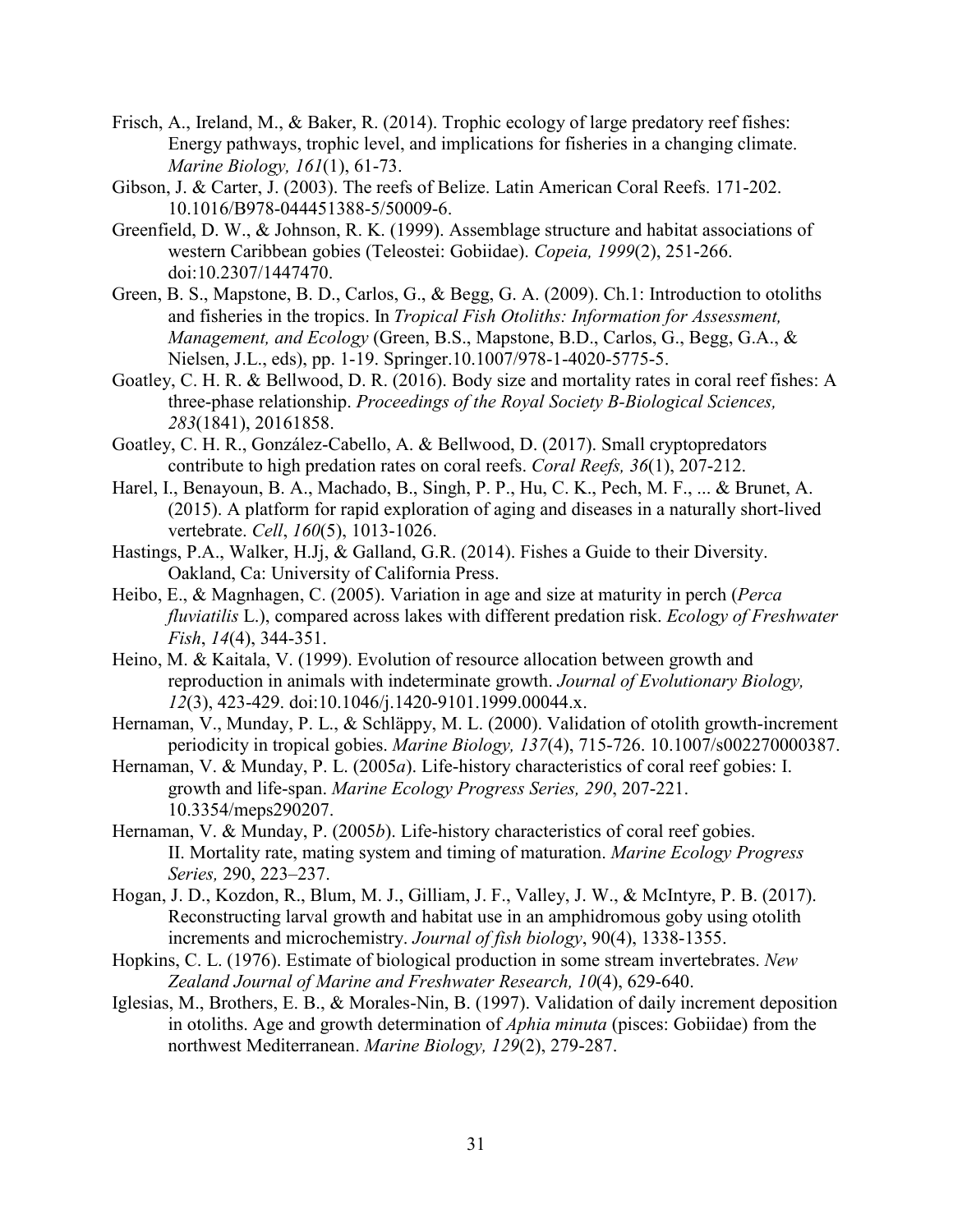Frisch, A., Ireland, M., & Baker, R. (2014). Trophic ecology of large predatory reef fishes: Energy pathways, trophic level, and implications for fisheries in a changing climate. *Marine Biology, 161*(1), 61-73.

Gibson, J. & Carter, J. (2003). The reefs of Belize. Latin American Coral Reefs. 171-202. 10.1016/B978-044451388-5/50009-6.

Greenfield, D. W., & Johnson, R. K. (1999). Assemblage structure and habitat associations of western Caribbean gobies (Teleostei: Gobiidae). *Copeia, 1999*(2), 251-266. doi:10.2307/1447470.

Green, B. S., Mapstone, B. D., Carlos, G., & Begg, G. A. (2009). Ch.1: Introduction to otoliths and fisheries in the tropics. In *Tropical Fish Otoliths: Information for Assessment, Management, and Ecology* (Green, B.S., Mapstone, B.D., Carlos, G., Begg, G.A., & Nielsen, J.L., eds), pp. 1-19. Springer.10.1007/978-1-4020-5775-5.

Goatley, C. H. R. & Bellwood, D. R. (2016). Body size and mortality rates in coral reef fishes: A three-phase relationship. *Proceedings of the Royal Society B-Biological Sciences, 283*(1841), 20161858.

Goatley, C. H. R., González-Cabello, A. & Bellwood, D. (2017). Small cryptopredators contribute to high predation rates on coral reefs. *Coral Reefs, 36*(1), 207-212.

Harel, I., Benayoun, B. A., Machado, B., Singh, P. P., Hu, C. K., Pech, M. F., ... & Brunet, A. (2015). A platform for rapid exploration of aging and diseases in a naturally short-lived vertebrate. *Cell*, *160*(5), 1013-1026.

Hastings, P.A., Walker, H.Jj, & Galland, G.R. (2014). Fishes a Guide to their Diversity. Oakland, Ca: University of California Press.

Heibo, E., & Magnhagen, C. (2005). Variation in age and size at maturity in perch (*Perca fluviatilis* L.), compared across lakes with different predation risk. *Ecology of Freshwater Fish*, *14*(4), 344-351.

Heino, M. & Kaitala, V. (1999). Evolution of resource allocation between growth and reproduction in animals with indeterminate growth. *Journal of Evolutionary Biology, 12*(3), 423-429. doi:10.1046/j.1420-9101.1999.00044.x.

Hernaman, V., Munday, P. L., & Schläppy, M. L. (2000). Validation of otolith growth-increment periodicity in tropical gobies. *Marine Biology, 137*(4), 715-726. 10.1007/s002270000387.

Hernaman, V. & Munday, P. L. (2005*a*). Life-history characteristics of coral reef gobies: I. growth and life-span. *Marine Ecology Progress Series, 290*, 207-221. 10.3354/meps290207.

Hernaman, V. & Munday, P. (2005*b*). Life-history characteristics of coral reef gobies. II. Mortality rate, mating system and timing of maturation. *Marine Ecology Progress Series,* 290, 223–237.

Hogan, J. D., Kozdon, R., Blum, M. J., Gilliam, J. F., Valley, J. W., & McIntyre, P. B. (2017). Reconstructing larval growth and habitat use in an amphidromous goby using otolith increments and microchemistry. *Journal of fish biology*, 90(4), 1338-1355.

Hopkins, C. L. (1976). Estimate of biological production in some stream invertebrates. *New Zealand Journal of Marine and Freshwater Research, 10*(4), 629-640.

Iglesias, M., Brothers, E. B., & Morales-Nin, B. (1997). Validation of daily increment deposition in otoliths. Age and growth determination of *Aphia minuta* (pisces: Gobiidae) from the northwest Mediterranean. *Marine Biology, 129*(2), 279-287.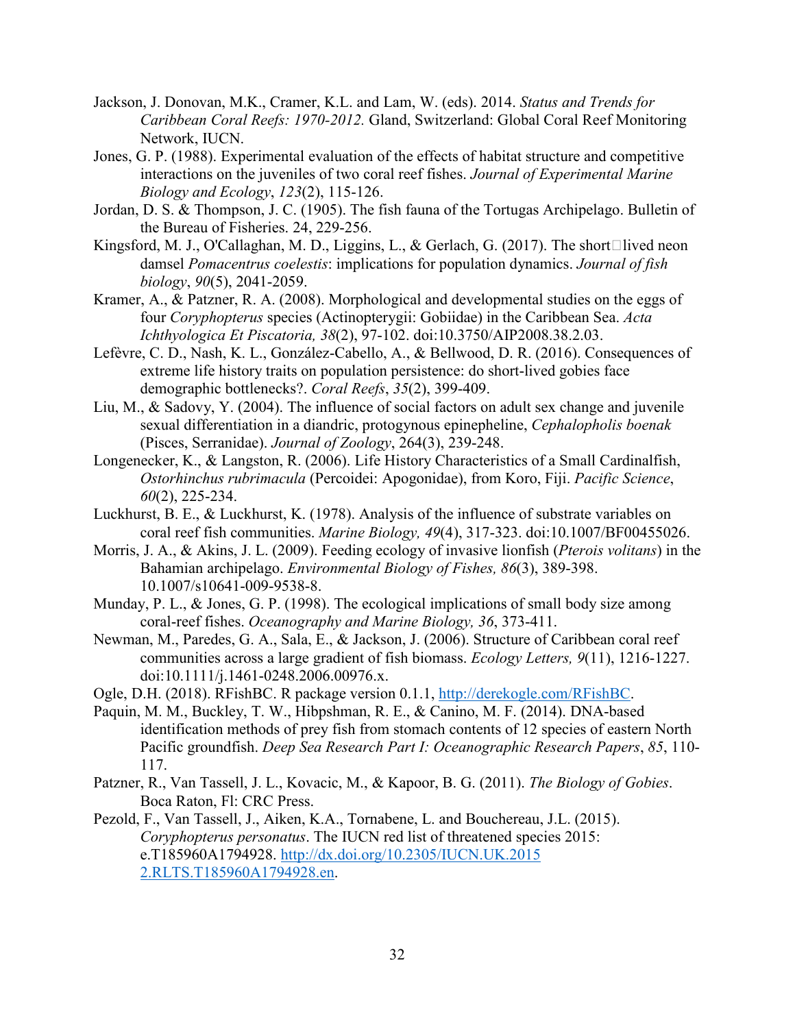Jackson, J. Donovan, M.K., Cramer, K.L. and Lam, W. (eds). 2014. *Status and Trends for Caribbean Coral Reefs: 1970-2012.* Gland, Switzerland: Global Coral Reef Monitoring Network, IUCN.

Jones, G. P. (1988). Experimental evaluation of the effects of habitat structure and competitive interactions on the juveniles of two coral reef fishes. *Journal of Experimental Marine Biology and Ecology*, *123*(2), 115-126.

Jordan, D. S. & Thompson, J. C. (1905). The fish fauna of the Tortugas Archipelago. Bulletin of the Bureau of Fisheries. 24, 229-256.

Kingsford, M. J., O'Callaghan, M. D., Liggins, L., & Gerlach, G. (2017). The short□lived neon damsel *Pomacentrus coelestis*: implications for population dynamics. *Journal of fish biology*, *90*(5), 2041-2059.

Kramer, A., & Patzner, R. A. (2008). Morphological and developmental studies on the eggs of four *Coryphopterus* species (Actinopterygii: Gobiidae) in the Caribbean Sea. *Acta Ichthyologica Et Piscatoria, 38*(2), 97-102. doi:10.3750/AIP2008.38.2.03.

Lefèvre, C. D., Nash, K. L., González-Cabello, A., & Bellwood, D. R. (2016). Consequences of extreme life history traits on population persistence: do short-lived gobies face demographic bottlenecks?. *Coral Reefs*, *35*(2), 399-409.

Liu, M., & Sadovy, Y. (2004). The influence of social factors on adult sex change and juvenile sexual differentiation in a diandric, protogynous epinepheline, *Cephalopholis boenak* (Pisces, Serranidae). *Journal of Zoology*, 264(3), 239-248.

Longenecker, K., & Langston, R. (2006). Life History Characteristics of a Small Cardinalfish, *Ostorhinchus rubrimacula* (Percoidei: Apogonidae), from Koro, Fiji. *Pacific Science*, *60*(2), 225-234.

Luckhurst, B. E., & Luckhurst, K. (1978). Analysis of the influence of substrate variables on coral reef fish communities. *Marine Biology, 49*(4), 317-323. doi:10.1007/BF00455026.

Morris, J. A., & Akins, J. L. (2009). Feeding ecology of invasive lionfish (*Pterois volitans*) in the Bahamian archipelago. *Environmental Biology of Fishes, 86*(3), 389-398. 10.1007/s10641-009-9538-8.

Munday, P. L., & Jones, G. P. (1998). The ecological implications of small body size among coral-reef fishes. *Oceanography and Marine Biology, 36*, 373-411.

Newman, M., Paredes, G. A., Sala, E., & Jackson, J. (2006). Structure of Caribbean coral reef communities across a large gradient of fish biomass. *Ecology Letters, 9*(11), 1216-1227. doi:10.1111/j.1461-0248.2006.00976.x.

Ogle, D.H. (2018). RFishBC. R package version 0.1.1, http://derekogle.com/RFishBC.

Paquin, M. M., Buckley, T. W., Hibpshman, R. E., & Canino, M. F. (2014). DNA-based identification methods of prey fish from stomach contents of 12 species of eastern North Pacific groundfish. *Deep Sea Research Part I: Oceanographic Research Papers*, *85*, 110-117.

Patzner, R., Van Tassell, J. L., Kovacic, M., & Kapoor, B. G. (2011). *The Biology of Gobies*. Boca Raton, Fl: CRC Press.

Pezold, F., Van Tassell, J., Aiken, K.A., Tornabene, L. and Bouchereau, J.L. (2015). *Coryphopterus personatus*. The IUCN red list of threatened species 2015: e.T185960A1794928. http://dx.doi.org/10.2305/IUCN.UK.2015 2.RLTS.T185960A1794928.en.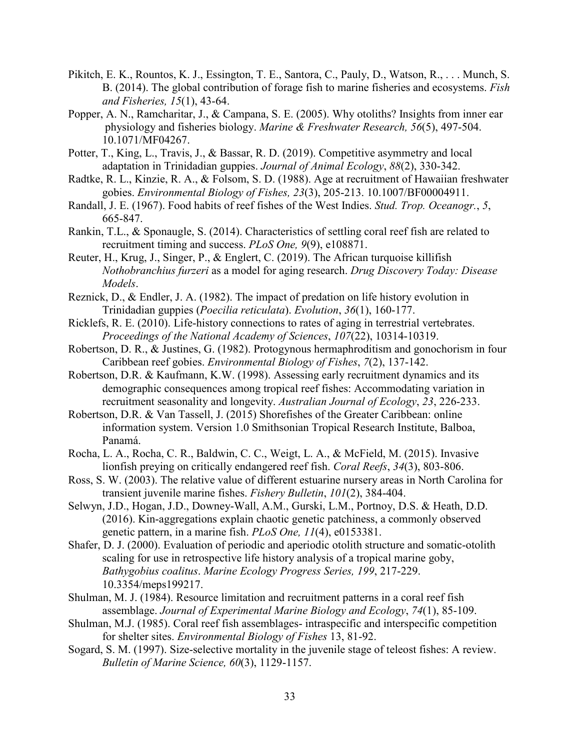Pikitch, E. K., Rountos, K. J., Essington, T. E., Santora, C., Pauly, D., Watson, R., . . . Munch, S. B. (2014). The global contribution of forage fish to marine fisheries and ecosystems. *Fish and Fisheries, 15*(1), 43-64.

Popper, A. N., Ramcharitar, J., & Campana, S. E. (2005). Why otoliths? Insights from inner ear physiology and fisheries biology. *Marine & Freshwater Research, 56*(5), 497-504. 10.1071/MF04267.

Potter, T., King, L., Travis, J., & Bassar, R. D. (2019). Competitive asymmetry and local adaptation in Trinidadian guppies. *Journal of Animal Ecology*, *88*(2), 330-342.

Radtke, R. L., Kinzie, R. A., & Folsom, S. D. (1988). Age at recruitment of Hawaiian freshwater gobies. *Environmental Biology of Fishes, 23*(3), 205-213. 10.1007/BF00004911.

Randall, J. E. (1967). Food habits of reef fishes of the West Indies. *Stud. Trop. Oceanogr.*, *5*, 665-847.

Rankin, T.L., & Sponaugle, S. (2014). Characteristics of settling coral reef fish are related to recruitment timing and success. *PLoS One, 9*(9), e108871.

Reuter, H., Krug, J., Singer, P., & Englert, C. (2019). The African turquoise killifish *Nothobranchius furzeri* as a model for aging research. *Drug Discovery Today: Disease Models*.

Reznick, D., & Endler, J. A. (1982). The impact of predation on life history evolution in Trinidadian guppies (*Poecilia reticulata*). *Evolution*, *36*(1), 160-177.

Ricklefs, R. E. (2010). Life-history connections to rates of aging in terrestrial vertebrates. *Proceedings of the National Academy of Sciences*, *107*(22), 10314-10319.

Robertson, D. R., & Justines, G. (1982). Protogynous hermaphroditism and gonochorism in four Caribbean reef gobies. *Environmental Biology of Fishes*, *7*(2), 137-142.

Robertson, D.R. & Kaufmann, K.W. (1998). Assessing early recruitment dynamics and its demographic consequences among tropical reef fishes: Accommodating variation in recruitment seasonality and longevity. *Australian Journal of Ecology*, *23*, 226-233.

Robertson, D.R. & Van Tassell, J. (2015) Shorefishes of the Greater Caribbean: online information system. Version 1.0 Smithsonian Tropical Research Institute, Balboa, Panamá.

Rocha, L. A., Rocha, C. R., Baldwin, C. C., Weigt, L. A., & McField, M. (2015). Invasive lionfish preying on critically endangered reef fish. *Coral Reefs*, *34*(3), 803-806.

Ross, S. W. (2003). The relative value of different estuarine nursery areas in North Carolina for transient juvenile marine fishes. *Fishery Bulletin*, *101*(2), 384-404.

Selwyn, J.D., Hogan, J.D., Downey-Wall, A.M., Gurski, L.M., Portnoy, D.S. & Heath, D.D. (2016). Kin-aggregations explain chaotic genetic patchiness, a commonly observed genetic pattern, in a marine fish. *PLoS One, 11*(4), e0153381.

Shafer, D. J. (2000). Evaluation of periodic and aperiodic otolith structure and somatic-otolith scaling for use in retrospective life history analysis of a tropical marine goby, *Bathygobius coalitus*. *Marine Ecology Progress Series, 199*, 217-229. 10.3354/meps199217.

Shulman, M. J. (1984). Resource limitation and recruitment patterns in a coral reef fish assemblage. *Journal of Experimental Marine Biology and Ecology*, *74*(1), 85-109.

Shulman, M.J. (1985). Coral reef fish assemblages- intraspecific and interspecific competition for shelter sites. *Environmental Biology of Fishes* 13, 81-92.

Sogard, S. M. (1997). Size-selective mortality in the juvenile stage of teleost fishes: A review. *Bulletin of Marine Science, 60*(3), 1129-1157.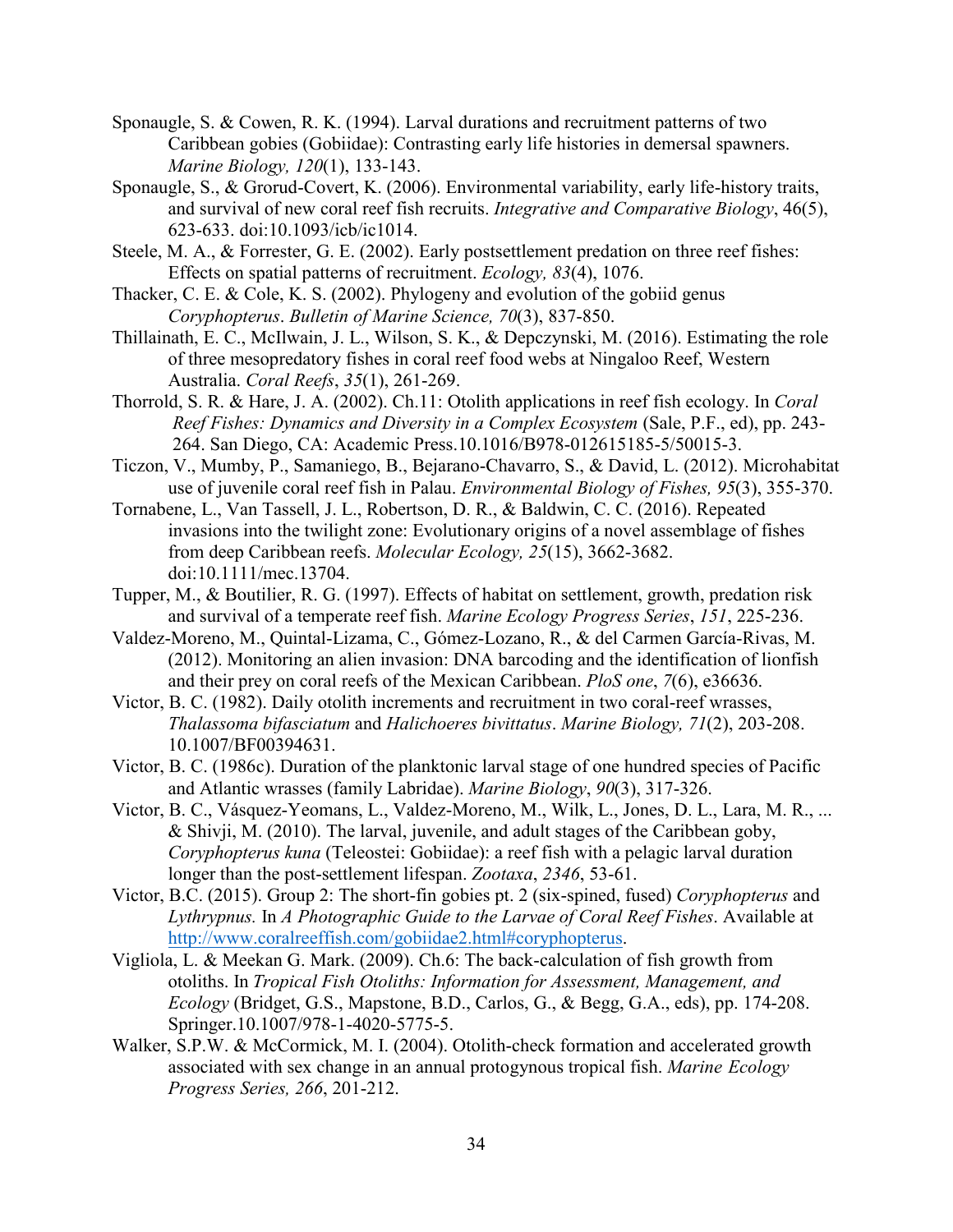Sponaugle, S. & Cowen, R. K. (1994). Larval durations and recruitment patterns of two Caribbean gobies (Gobiidae): Contrasting early life histories in demersal spawners. *Marine Biology, 120*(1), 133-143.

Sponaugle, S., & Grorud-Covert, K. (2006). Environmental variability, early life-history traits, and survival of new coral reef fish recruits. *Integrative and Comparative Biology*, 46(5), 623-633. doi:10.1093/icb/ic1014.

Steele, M. A., & Forrester, G. E. (2002). Early postsettlement predation on three reef fishes: Effects on spatial patterns of recruitment. *Ecology, 83*(4), 1076.

Thacker, C. E. & Cole, K. S. (2002). Phylogeny and evolution of the gobiid genus *Coryphopterus*. *Bulletin of Marine Science, 70*(3), 837-850.

Thillainath, E. C., McIlwain, J. L., Wilson, S. K., & Depczynski, M. (2016). Estimating the role of three mesopredatory fishes in coral reef food webs at Ningaloo Reef, Western Australia. *Coral Reefs*, *35*(1), 261-269.

Thorrold, S. R. & Hare, J. A. (2002). Ch.11: Otolith applications in reef fish ecology. In *Coral Reef Fishes: Dynamics and Diversity in a Complex Ecosystem* (Sale, P.F., ed), pp. 243-264. San Diego, CA: Academic Press.10.1016/B978-012615185-5/50015-3.

Ticzon, V., Mumby, P., Samaniego, B., Bejarano-Chavarro, S., & David, L. (2012). Microhabitat use of juvenile coral reef fish in Palau. *Environmental Biology of Fishes, 95*(3), 355-370.

Tornabene, L., Van Tassell, J. L., Robertson, D. R., & Baldwin, C. C. (2016). Repeated invasions into the twilight zone: Evolutionary origins of a novel assemblage of fishes from deep Caribbean reefs. *Molecular Ecology, 25*(15), 3662-3682. doi:10.1111/mec.13704.

Tupper, M., & Boutilier, R. G. (1997). Effects of habitat on settlement, growth, predation risk and survival of a temperate reef fish. *Marine Ecology Progress Series*, *151*, 225-236.

Valdez-Moreno, M., Quintal-Lizama, C., Gómez-Lozano, R., & del Carmen García-Rivas, M. (2012). Monitoring an alien invasion: DNA barcoding and the identification of lionfish and their prey on coral reefs of the Mexican Caribbean. *PloS one*, *7*(6), e36636.

Victor, B. C. (1982). Daily otolith increments and recruitment in two coral-reef wrasses, *Thalassoma bifasciatum* and *Halichoeres bivittatus*. *Marine Biology, 71*(2), 203-208. 10.1007/BF00394631.

Victor, B. C. (1986c). Duration of the planktonic larval stage of one hundred species of Pacific and Atlantic wrasses (family Labridae). *Marine Biology*, *90*(3), 317-326.

Victor, B. C., Vásquez-Yeomans, L., Valdez-Moreno, M., Wilk, L., Jones, D. L., Lara, M. R., ... & Shivji, M. (2010). The larval, juvenile, and adult stages of the Caribbean goby, *Coryphopterus kuna* (Teleostei: Gobiidae): a reef fish with a pelagic larval duration longer than the post-settlement lifespan. *Zootaxa*, *2346*, 53-61.

Victor, B.C. (2015). Group 2: The short-fin gobies pt. 2 (six-spined, fused) *Coryphopterus* and *Lythrypnus.* In *A Photographic Guide to the Larvae of Coral Reef Fishes*. Available at http://www.coralreeffish.com/gobiidae2.html#coryphopterus.

Vigliola, L. & Meekan G. Mark. (2009). Ch.6: The back-calculation of fish growth from otoliths. In *Tropical Fish Otoliths: Information for Assessment, Management, and Ecology* (Bridget, G.S., Mapstone, B.D., Carlos, G., & Begg, G.A., eds), pp. 174-208. Springer.10.1007/978-1-4020-5775-5.

Walker, S.P.W. & McCormick, M. I. (2004). Otolith-check formation and accelerated growth associated with sex change in an annual protogynous tropical fish. *Marine Ecology Progress Series, 266*, 201-212.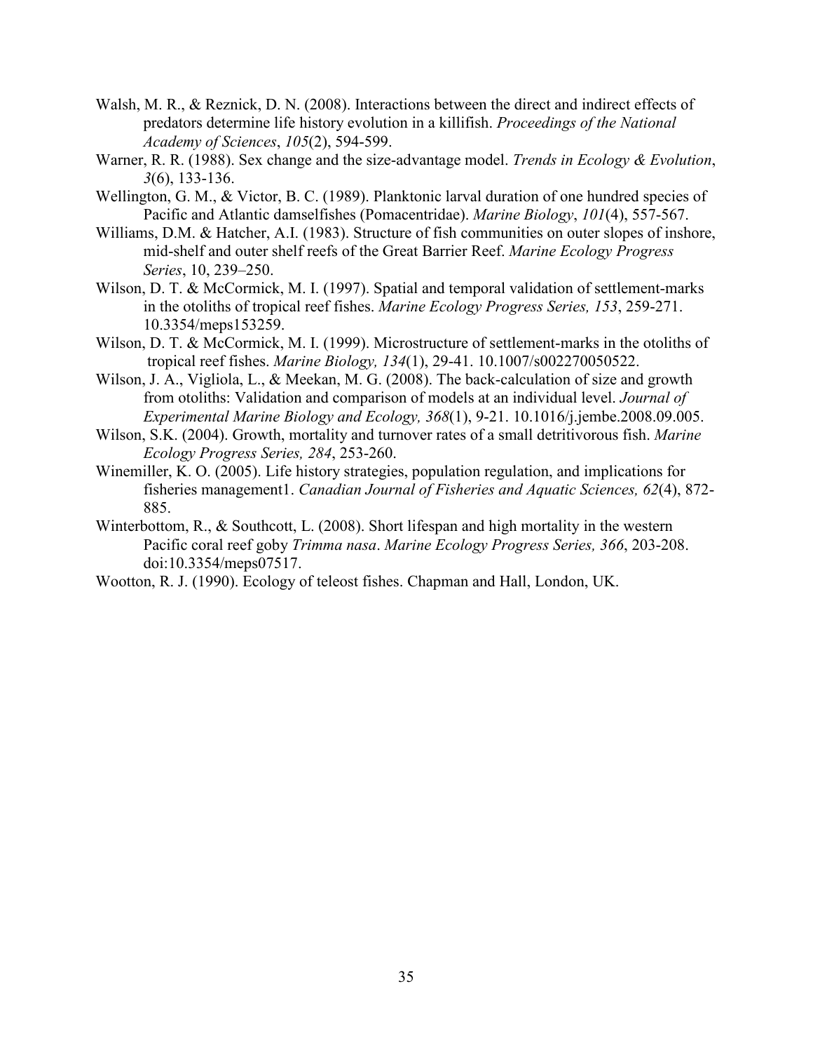Walsh, M. R., & Reznick, D. N. (2008). Interactions between the direct and indirect effects of predators determine life history evolution in a killifish. *Proceedings of the National Academy of Sciences*, *105*(2), 594-599.

Warner, R. R. (1988). Sex change and the size-advantage model. *Trends in Ecology & Evolution*, *3*(6), 133-136.

Wellington, G. M., & Victor, B. C. (1989). Planktonic larval duration of one hundred species of Pacific and Atlantic damselfishes (Pomacentridae). *Marine Biology*, *101*(4), 557-567.

Williams, D.M. & Hatcher, A.I. (1983). Structure of fish communities on outer slopes of inshore, mid-shelf and outer shelf reefs of the Great Barrier Reef. *Marine Ecology Progress Series*, 10, 239–250.

Wilson, D. T. & McCormick, M. I. (1997). Spatial and temporal validation of settlement-marks in the otoliths of tropical reef fishes. *Marine Ecology Progress Series, 153*, 259-271. 10.3354/meps153259.

Wilson, D. T. & McCormick, M. I. (1999). Microstructure of settlement-marks in the otoliths of tropical reef fishes. *Marine Biology, 134*(1), 29-41. 10.1007/s002270050522.

Wilson, J. A., Vigliola, L., & Meekan, M. G. (2008). The back-calculation of size and growth from otoliths: Validation and comparison of models at an individual level. *Journal of Experimental Marine Biology and Ecology, 368*(1), 9-21. 10.1016/j.jembe.2008.09.005.

Wilson, S.K. (2004). Growth, mortality and turnover rates of a small detritivorous fish. *Marine Ecology Progress Series, 284*, 253-260.

Winemiller, K. O. (2005). Life history strategies, population regulation, and implications for fisheries management1. *Canadian Journal of Fisheries and Aquatic Sciences, 62*(4), 872-885.

Winterbottom, R., & Southcott, L. (2008). Short lifespan and high mortality in the western Pacific coral reef goby *Trimma nasa*. *Marine Ecology Progress Series, 366*, 203-208. doi:10.3354/meps07517.

Wootton, R. J. (1990). Ecology of teleost fishes. Chapman and Hall, London, UK.